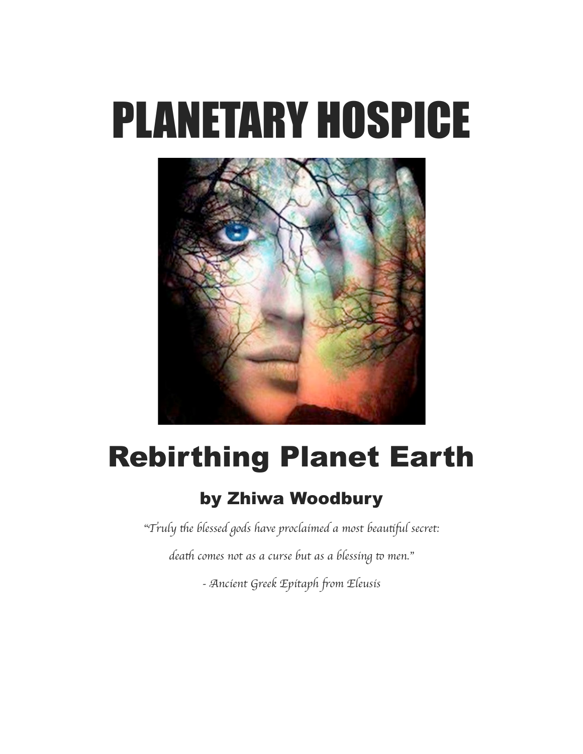# PLANETARY HOSPICE

## Rebirthing Planet Earth

### by Zhiwa Woodbury

*"Truly the blessed gods have proclaimed a most beautiful secret:*

*death comes not as a curse but as a blessing to men."*

*- Ancient Greek Epitaph from Eleusis*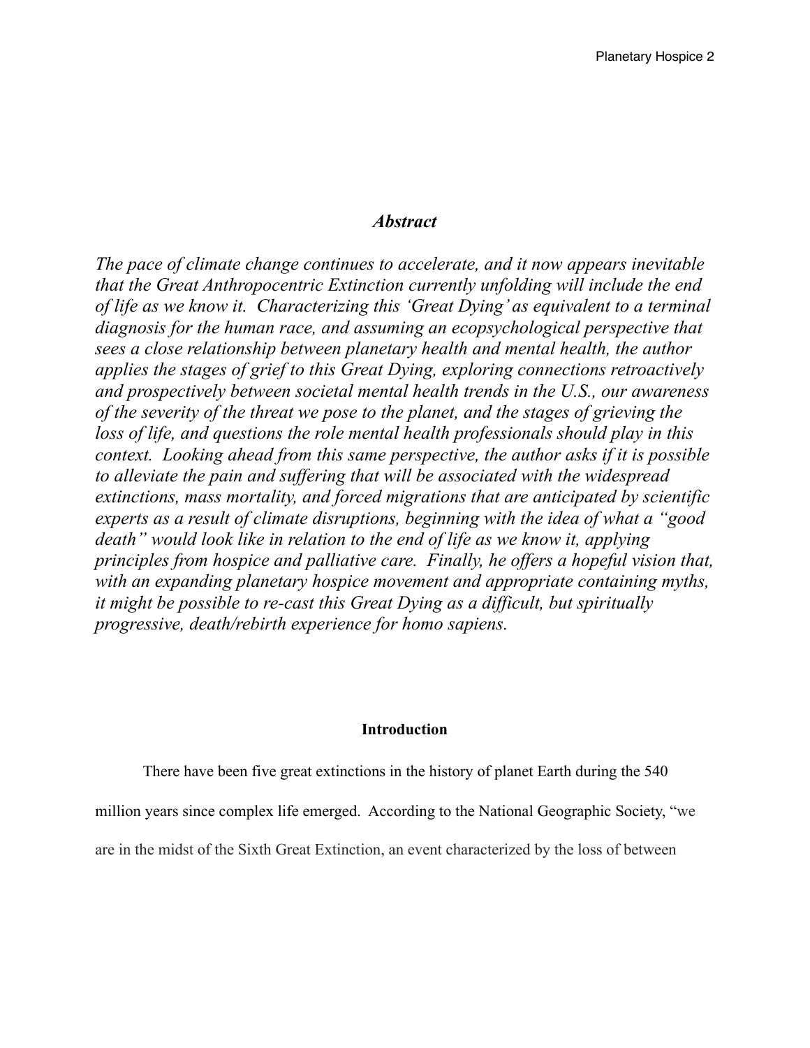## *Abstract*

*The pace of climate change continues to accelerate, and it now appears inevitable that the Great Anthropocentric Extinction currently unfolding will include the end of life as we know it. Characterizing this 'Great Dying' as equivalent to a terminal diagnosis for the human race, and assuming an ecopsychological perspective that sees a close relationship between planetary health and mental health, the author applies the stages of grief to this Great Dying, exploring connections retroactively and prospectively between societal mental health trends in the U.S., our awareness of the severity of the threat we pose to the planet, and the stages of grieving the loss of life, and questions the role mental health professionals should play in this context. Looking ahead from this same perspective, the author asks if it is possible to alleviate the pain and suffering that will be associated with the widespread extinctions, mass mortality, and forced migrations that are anticipated by scientific experts as a result of climate disruptions, beginning with the idea of what a "good death" would look like in relation to the end of life as we know it, applying principles from hospice and palliative care. Finally, he offers a hopeful vision that, with an expanding planetary hospice movement and appropriate containing myths, it might be possible to re-cast this Great Dying as a difficult, but spiritually progressive, death/rebirth experience for homo sapiens.*

## Introduction

There have been five great extinctions in the history of planet Earth during the 540 million years since complex life emerged. According to the National Geographic Society, "we are in the midst of the Sixth Great Extinction, an event characterized by the loss of between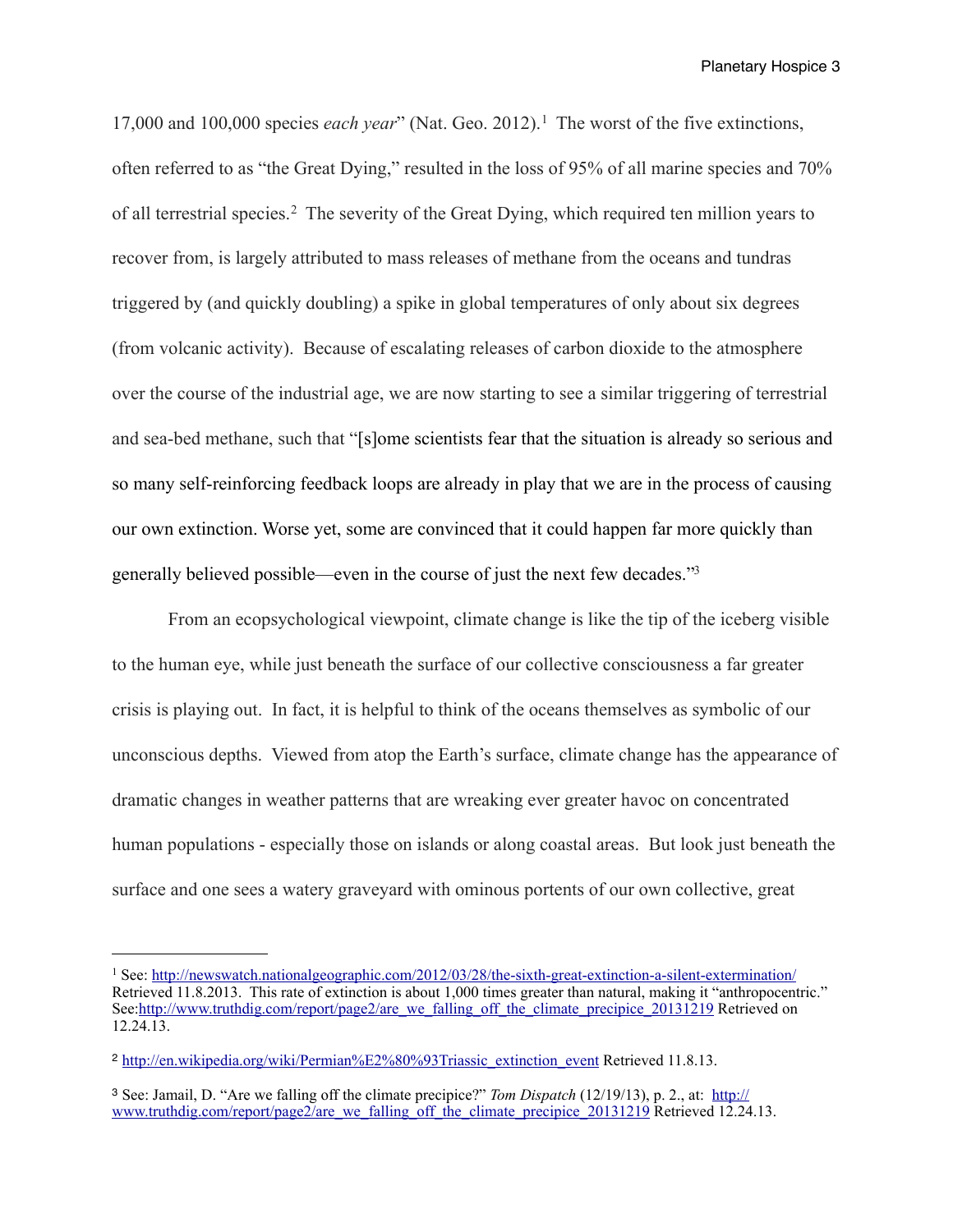17,000 and 100,000 species *each year*" (Nat. Geo. 2012).[1] The worst of the five extinctions, often referred to as "the Great Dying," resulted in the loss of 95% of all marine species and 70% of all terrestrial species.[2] The severity of the Great Dying, which required ten million years to recover from, is largely attributed to mass releases of methane from the oceans and tundras triggered by (and quickly doubling) a spike in global temperatures of only about six degrees (from volcanic activity). Because of escalating releases of carbon dioxide to the atmosphere over the course of the industrial age, we are now starting to see a similar triggering of terrestrial and sea-bed methane, such that "[s]ome scientists fear that the situation is already so serious and so many self-reinforcing feedback loops are already in play that we are in the process of causing our own extinction. Worse yet, some are convinced that it could happen far more quickly than generally believed possible—even in the course of just the next few decades."[3]

From an ecopsychological viewpoint, climate change is like the tip of the iceberg visible to the human eye, while just beneath the surface of our collective consciousness a far greater crisis is playing out. In fact, it is helpful to think of the oceans themselves as symbolic of our unconscious depths. Viewed from atop the Earth's surface, climate change has the appearance of dramatic changes in weather patterns that are wreaking ever greater havoc on concentrated human populations - especially those on islands or along coastal areas. But look just beneath the surface and one sees a watery graveyard with ominous portents of our own collective, great

---

[1] See: http://newswatch.nationalgeographic.com/2012/03/28/the-sixth-great-extinction-a-silent-extermination/ Retrieved 11.8.2013. This rate of extinction is about 1,000 times greater than natural, making it "anthropocentric." See:http://www.truthdig.com/report/page2/are_we_falling_off_the_climate_precipice_20131219 Retrieved on 12.24.13.

[2] http://en.wikipedia.org/wiki/Permian%E2%80%93Triassic_extinction_event Retrieved 11.8.13.

[3] See: Jamail, D. "Are we falling off the climate precipice?" *Tom Dispatch* (12/19/13), p. 2., at: http://www.truthdig.com/report/page2/are_we_falling_off_the_climate_precipice_20131219 Retrieved 12.24.13.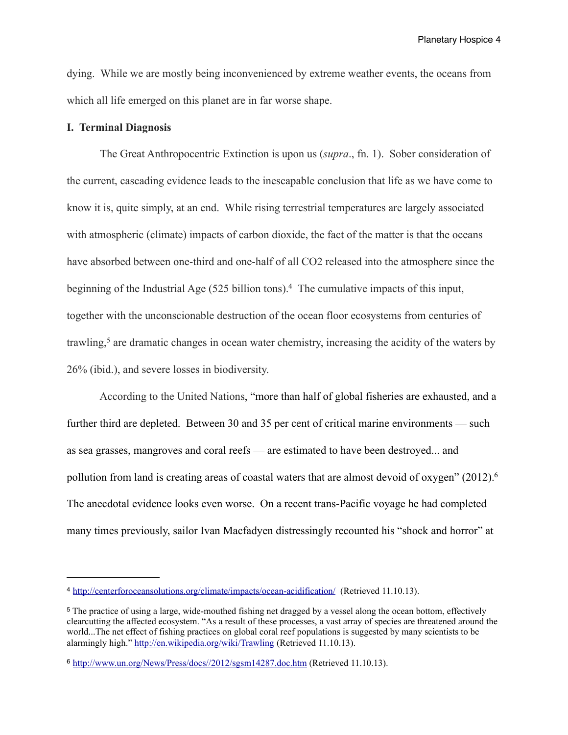dying. While we are mostly being inconvenienced by extreme weather events, the oceans from which all life emerged on this planet are in far worse shape.

## I. Terminal Diagnosis

The Great Anthropocentric Extinction is upon us (*supra*., fn. 1). Sober consideration of the current, cascading evidence leads to the inescapable conclusion that life as we have come to know it is, quite simply, at an end. While rising terrestrial temperatures are largely associated with atmospheric (climate) impacts of carbon dioxide, the fact of the matter is that the oceans have absorbed between one-third and one-half of all $CO_2$ released into the atmosphere since the beginning of the Industrial Age (525 billion tons).[4] The cumulative impacts of this input, together with the unconscionable destruction of the ocean floor ecosystems from centuries of trawling,[5] are dramatic changes in ocean water chemistry, increasing the acidity of the waters by 26% (ibid.), and severe losses in biodiversity.

According to the United Nations, "more than half of global fisheries are exhausted, and a further third are depleted. Between 30 and 35 per cent of critical marine environments — such as sea grasses, mangroves and coral reefs — are estimated to have been destroyed... and pollution from land is creating areas of coastal waters that are almost devoid of oxygen" (2012).[6] The anecdotal evidence looks even worse. On a recent trans-Pacific voyage he had completed many times previously, sailor Ivan Macfadyen distressingly recounted his "shock and horror" at

---

[4] http://centerforoceansolutions.org/climate/impacts/ocean-acidification/ (Retrieved 11.10.13).

[5] The practice of using a large, wide-mouthed fishing net dragged by a vessel along the ocean bottom, effectively clearcutting the affected ecosystem. "As a result of these processes, a vast array of species are threatened around the world...The net effect of fishing practices on global coral reef populations is suggested by many scientists to be alarmingly high." http://en.wikipedia.org/wiki/Trawling (Retrieved 11.10.13).

[6] http://www.un.org/News/Press/docs//2012/sgsm14287.doc.htm (Retrieved 11.10.13).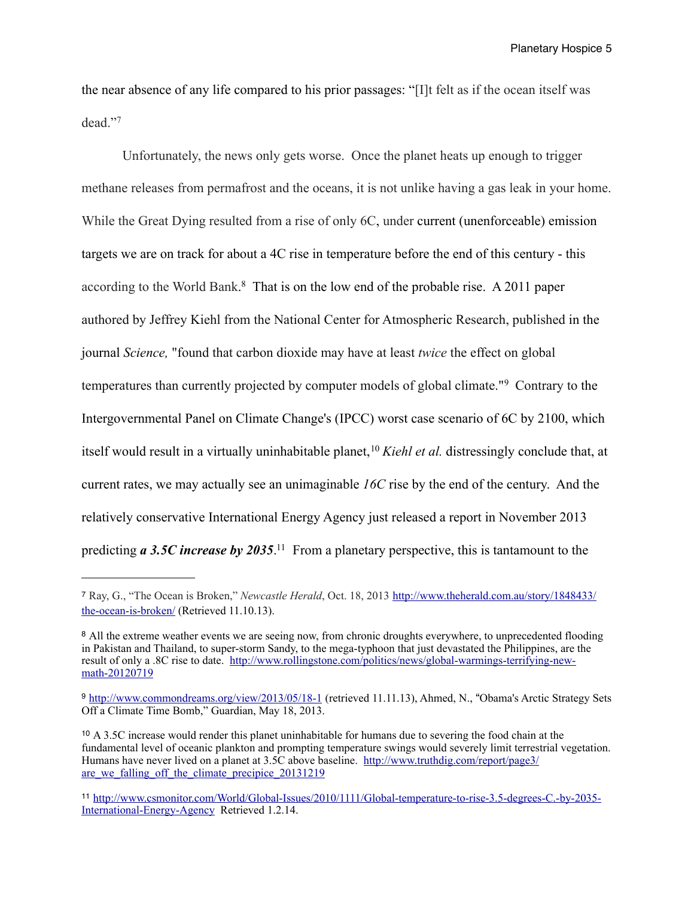the near absence of any life compared to his prior passages: "[I]t felt as if the ocean itself was dead."[7]

Unfortunately, the news only gets worse. Once the planet heats up enough to trigger methane releases from permafrost and the oceans, it is not unlike having a gas leak in your home. While the Great Dying resulted from a rise of only 6C, under current (unenforceable) emission targets we are on track for about a 4C rise in temperature before the end of this century - this according to the World Bank.[8] That is on the low end of the probable rise. A 2011 paper authored by Jeffrey Kiehl from the National Center for Atmospheric Research, published in the journal *Science,* "found that carbon dioxide may have at least *twice* the effect on global temperatures than currently projected by computer models of global climate."[9] Contrary to the Intergovernmental Panel on Climate Change's (IPCC) worst case scenario of 6C by 2100, which itself would result in a virtually uninhabitable planet,[10] *Kiehl et al.* distressingly conclude that, at current rates, we may actually see an unimaginable *16C* rise by the end of the century. And the relatively conservative International Energy Agency just released a report in November 2013 predicting ***a 3.5C increase by 2035***.[11] From a planetary perspective, this is tantamount to the

---

[7] Ray, G., "The Ocean is Broken," *Newcastle Herald*, Oct. 18, 2013 http://www.theherald.com.au/story/1848433/the-ocean-is-broken/ (Retrieved 11.10.13).

[8] All the extreme weather events we are seeing now, from chronic droughts everywhere, to unprecedented flooding in Pakistan and Thailand, to super-storm Sandy, to the mega-typhoon that just devastated the Philippines, are the result of only a .8C rise to date. http://www.rollingstone.com/politics/news/global-warmings-terrifying-new-math-20120719

[9] http://www.commondreams.org/view/2013/05/18-1 (retrieved 11.11.13), Ahmed, N., "Obama's Arctic Strategy Sets Off a Climate Time Bomb," Guardian, May 18, 2013.

[10] A 3.5C increase would render this planet uninhabitable for humans due to severing the food chain at the fundamental level of oceanic plankton and prompting temperature swings would severely limit terrestrial vegetation. Humans have never lived on a planet at 3.5C above baseline. http://www.truthdig.com/report/page3/are_we_falling_off_the_climate_precipice_20131219

[11] http://www.csmonitor.com/World/Global-Issues/2010/1111/Global-temperature-to-rise-3.5-degrees-C.-by-2035-International-Energy-Agency Retrieved 1.2.14.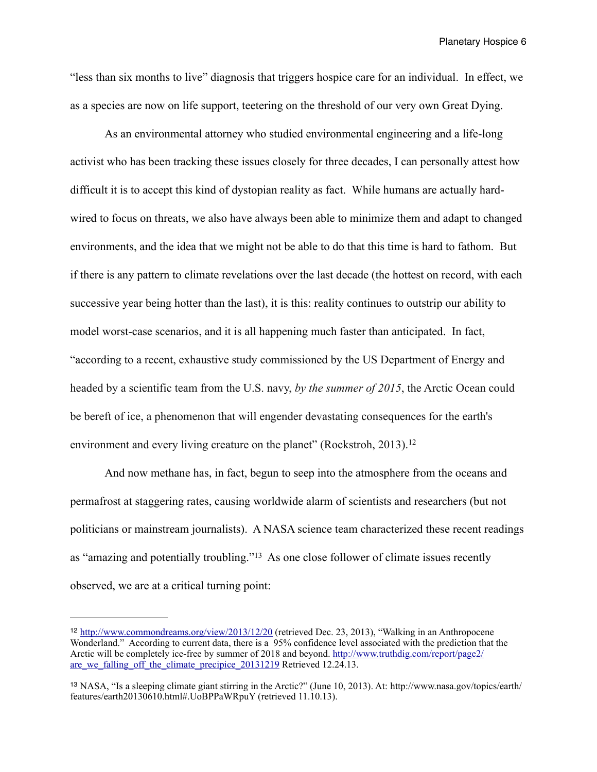"less than six months to live" diagnosis that triggers hospice care for an individual. In effect, we as a species are now on life support, teetering on the threshold of our very own Great Dying.

As an environmental attorney who studied environmental engineering and a life-long activist who has been tracking these issues closely for three decades, I can personally attest how difficult it is to accept this kind of dystopian reality as fact. While humans are actually hard-wired to focus on threats, we also have always been able to minimize them and adapt to changed environments, and the idea that we might not be able to do that this time is hard to fathom. But if there is any pattern to climate revelations over the last decade (the hottest on record, with each successive year being hotter than the last), it is this: reality continues to outstrip our ability to model worst-case scenarios, and it is all happening much faster than anticipated. In fact, "according to a recent, exhaustive study commissioned by the US Department of Energy and headed by a scientific team from the U.S. navy, *by the summer of 2015*, the Arctic Ocean could be bereft of ice, a phenomenon that will engender devastating consequences for the earth's environment and every living creature on the planet" (Rockstroh, 2013).[12]

And now methane has, in fact, begun to seep into the atmosphere from the oceans and permafrost at staggering rates, causing worldwide alarm of scientists and researchers (but not politicians or mainstream journalists). A NASA science team characterized these recent readings as "amazing and potentially troubling."[13] As one close follower of climate issues recently observed, we are at a critical turning point:

---

[12] http://www.commondreams.org/view/2013/12/20 (retrieved Dec. 23, 2013), "Walking in an Anthropocene Wonderland." According to current data, there is a 95% confidence level associated with the prediction that the Arctic will be completely ice-free by summer of 2018 and beyond. http://www.truthdig.com/report/page2/are_we_falling_off_the_climate_precipice_20131219 Retrieved 12.24.13.

[13] NASA, "Is a sleeping climate giant stirring in the Arctic?" (June 10, 2013). At: http://www.nasa.gov/topics/earth/features/earth20130610.html#.UoBPPaWRpuY (retrieved 11.10.13).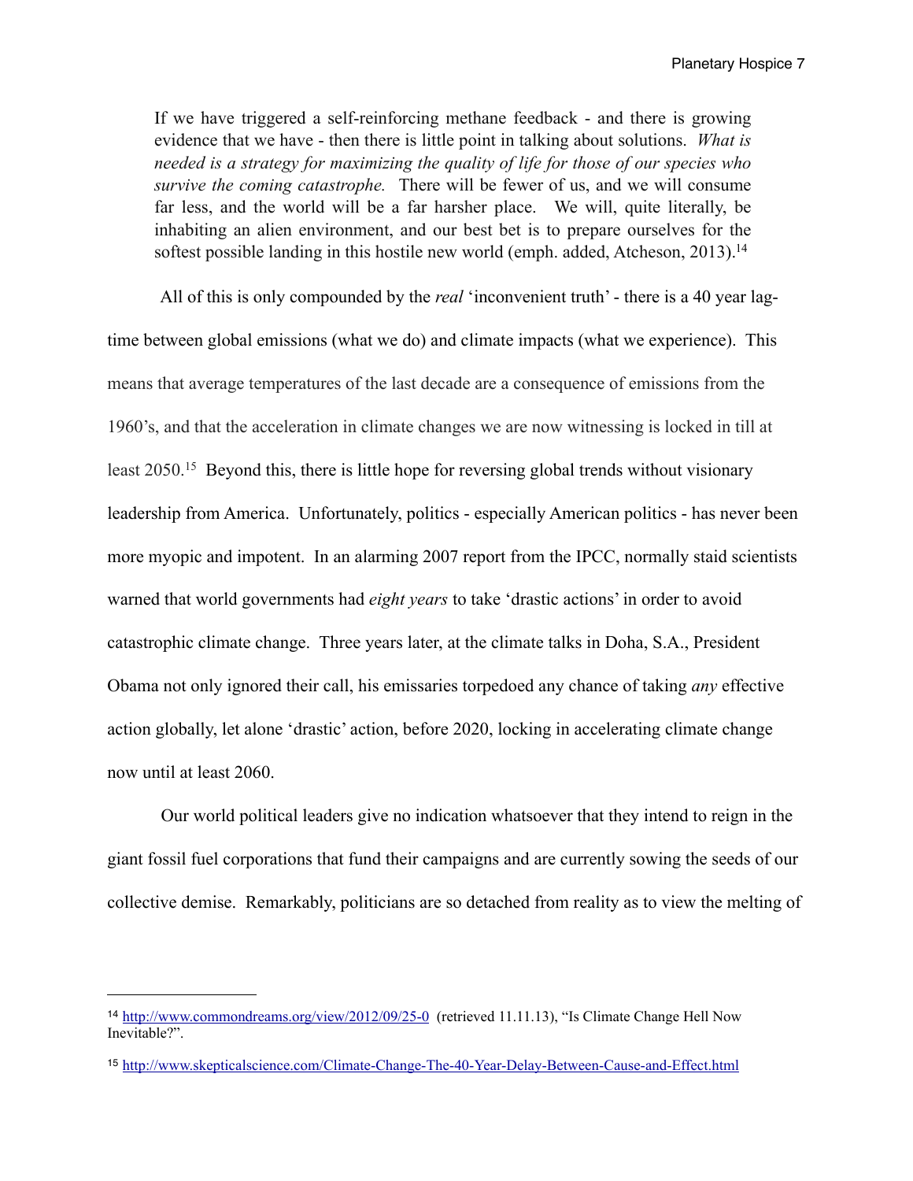> If we have triggered a self-reinforcing methane feedback - and there is growing evidence that we have - then there is little point in talking about solutions. *What is needed is a strategy for maximizing the quality of life for those of our species who survive the coming catastrophe.* There will be fewer of us, and we will consume far less, and the world will be a far harsher place. We will, quite literally, be inhabiting an alien environment, and our best bet is to prepare ourselves for the softest possible landing in this hostile new world (emph. added, Atcheson, 2013).[14]

All of this is only compounded by the *real* 'inconvenient truth' - there is a 40 year lag-time between global emissions (what we do) and climate impacts (what we experience). This means that average temperatures of the last decade are a consequence of emissions from the 1960's, and that the acceleration in climate changes we are now witnessing is locked in till at least 2050.[15] Beyond this, there is little hope for reversing global trends without visionary leadership from America. Unfortunately, politics - especially American politics - has never been more myopic and impotent. In an alarming 2007 report from the IPCC, normally staid scientists warned that world governments had *eight years* to take 'drastic actions' in order to avoid catastrophic climate change. Three years later, at the climate talks in Doha, S.A., President Obama not only ignored their call, his emissaries torpedoed any chance of taking *any* effective action globally, let alone 'drastic' action, before 2020, locking in accelerating climate change now until at least 2060.

Our world political leaders give no indication whatsoever that they intend to reign in the giant fossil fuel corporations that fund their campaigns and are currently sowing the seeds of our collective demise. Remarkably, politicians are so detached from reality as to view the melting of

---

[14] http://www.commondreams.org/view/2012/09/25-0 (retrieved 11.11.13), "Is Climate Change Hell Now Inevitable?".

[15] http://www.skepticalscience.com/Climate-Change-The-40-Year-Delay-Between-Cause-and-Effect.html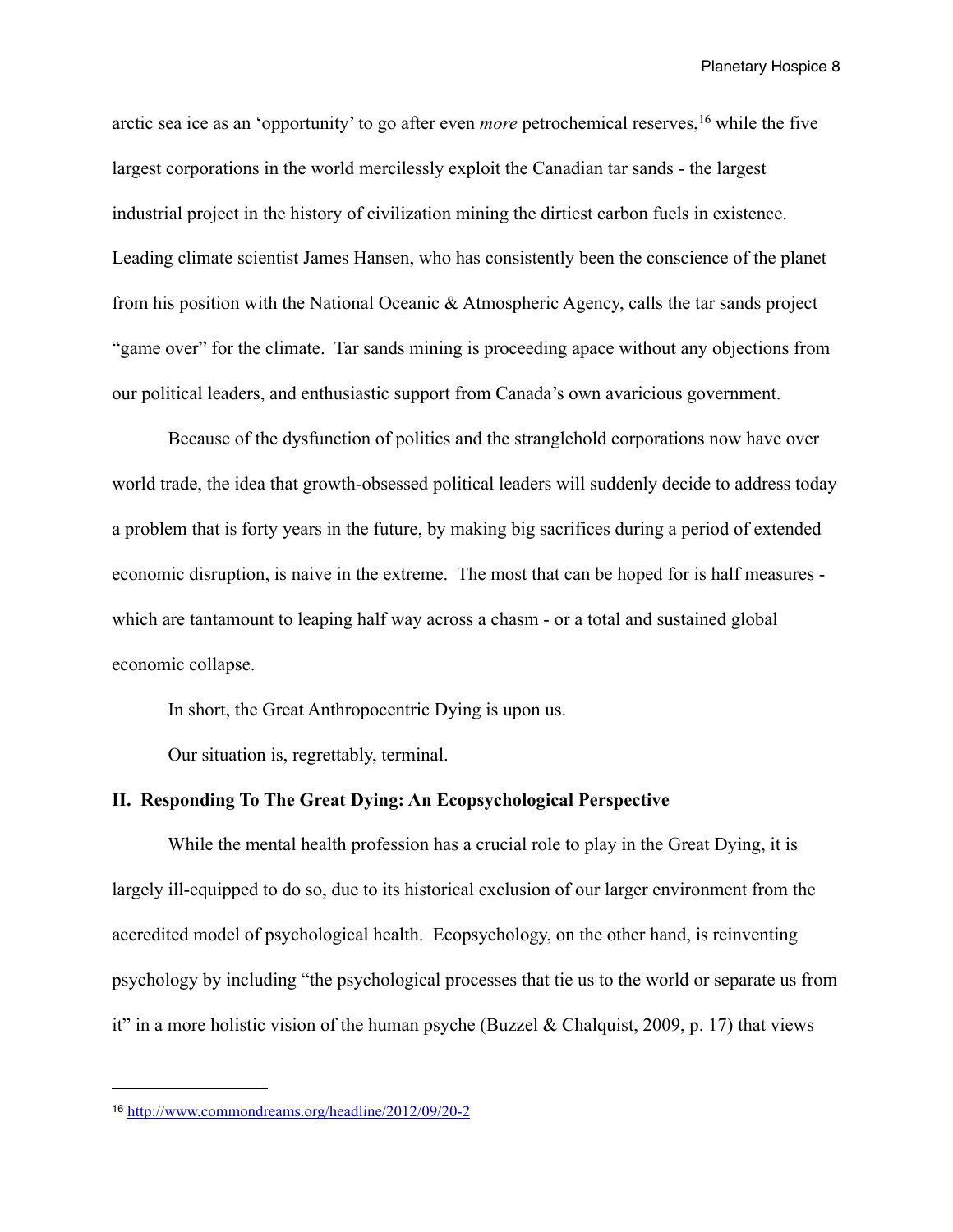arctic sea ice as an 'opportunity' to go after even *more* petrochemical reserves,[16] while the five largest corporations in the world mercilessly exploit the Canadian tar sands - the largest industrial project in the history of civilization mining the dirtiest carbon fuels in existence. Leading climate scientist James Hansen, who has consistently been the conscience of the planet from his position with the National Oceanic & Atmospheric Agency, calls the tar sands project "game over" for the climate. Tar sands mining is proceeding apace without any objections from our political leaders, and enthusiastic support from Canada's own avaricious government.

Because of the dysfunction of politics and the stranglehold corporations now have over world trade, the idea that growth-obsessed political leaders will suddenly decide to address today a problem that is forty years in the future, by making big sacrifices during a period of extended economic disruption, is naive in the extreme. The most that can be hoped for is half measures - which are tantamount to leaping half way across a chasm - or a total and sustained global economic collapse.

In short, the Great Anthropocentric Dying is upon us.

Our situation is, regrettably, terminal.

## II. Responding To The Great Dying: An Ecopsychological Perspective

While the mental health profession has a crucial role to play in the Great Dying, it is largely ill-equipped to do so, due to its historical exclusion of our larger environment from the accredited model of psychological health. Ecopsychology, on the other hand, is reinventing psychology by including "the psychological processes that tie us to the world or separate us from it" in a more holistic vision of the human psyche (Buzzel & Chalquist, 2009, p. 17) that views

---

[16] http://www.commondreams.org/headline/2012/09/20-2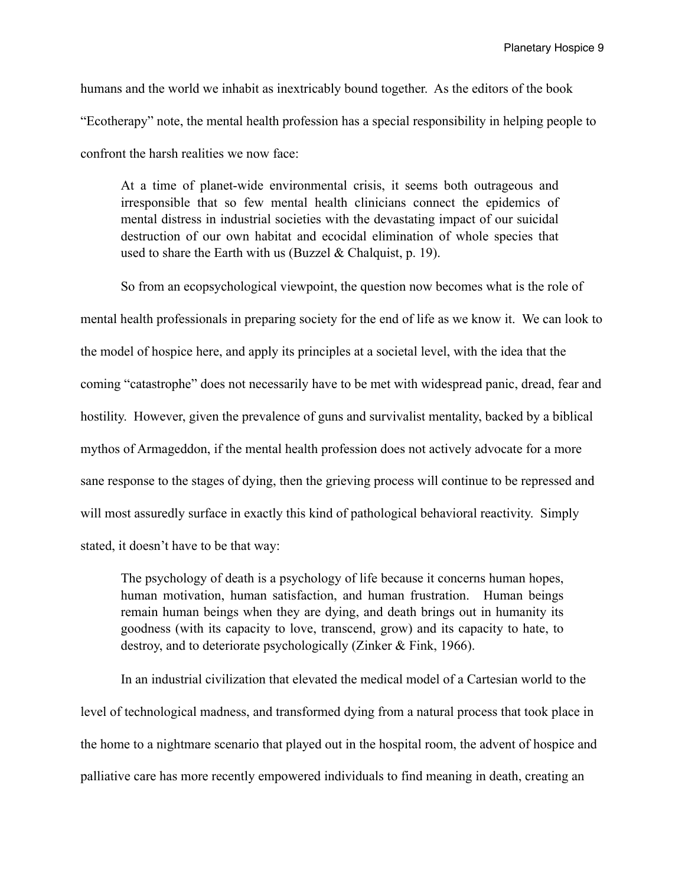humans and the world we inhabit as inextricably bound together. As the editors of the book "Ecotherapy" note, the mental health profession has a special responsibility in helping people to confront the harsh realities we now face:

> At a time of planet-wide environmental crisis, it seems both outrageous and irresponsible that so few mental health clinicians connect the epidemics of mental distress in industrial societies with the devastating impact of our suicidal destruction of our own habitat and ecocidal elimination of whole species that used to share the Earth with us (Buzzel & Chalquist, p. 19).

So from an ecopsychological viewpoint, the question now becomes what is the role of mental health professionals in preparing society for the end of life as we know it. We can look to the model of hospice here, and apply its principles at a societal level, with the idea that the coming "catastrophe" does not necessarily have to be met with widespread panic, dread, fear and hostility. However, given the prevalence of guns and survivalist mentality, backed by a biblical mythos of Armageddon, if the mental health profession does not actively advocate for a more sane response to the stages of dying, then the grieving process will continue to be repressed and will most assuredly surface in exactly this kind of pathological behavioral reactivity. Simply stated, it doesn't have to be that way:

> The psychology of death is a psychology of life because it concerns human hopes, human motivation, human satisfaction, and human frustration. Human beings remain human beings when they are dying, and death brings out in humanity its goodness (with its capacity to love, transcend, grow) and its capacity to hate, to destroy, and to deteriorate psychologically (Zinker & Fink, 1966).

In an industrial civilization that elevated the medical model of a Cartesian world to the level of technological madness, and transformed dying from a natural process that took place in the home to a nightmare scenario that played out in the hospital room, the advent of hospice and palliative care has more recently empowered individuals to find meaning in death, creating an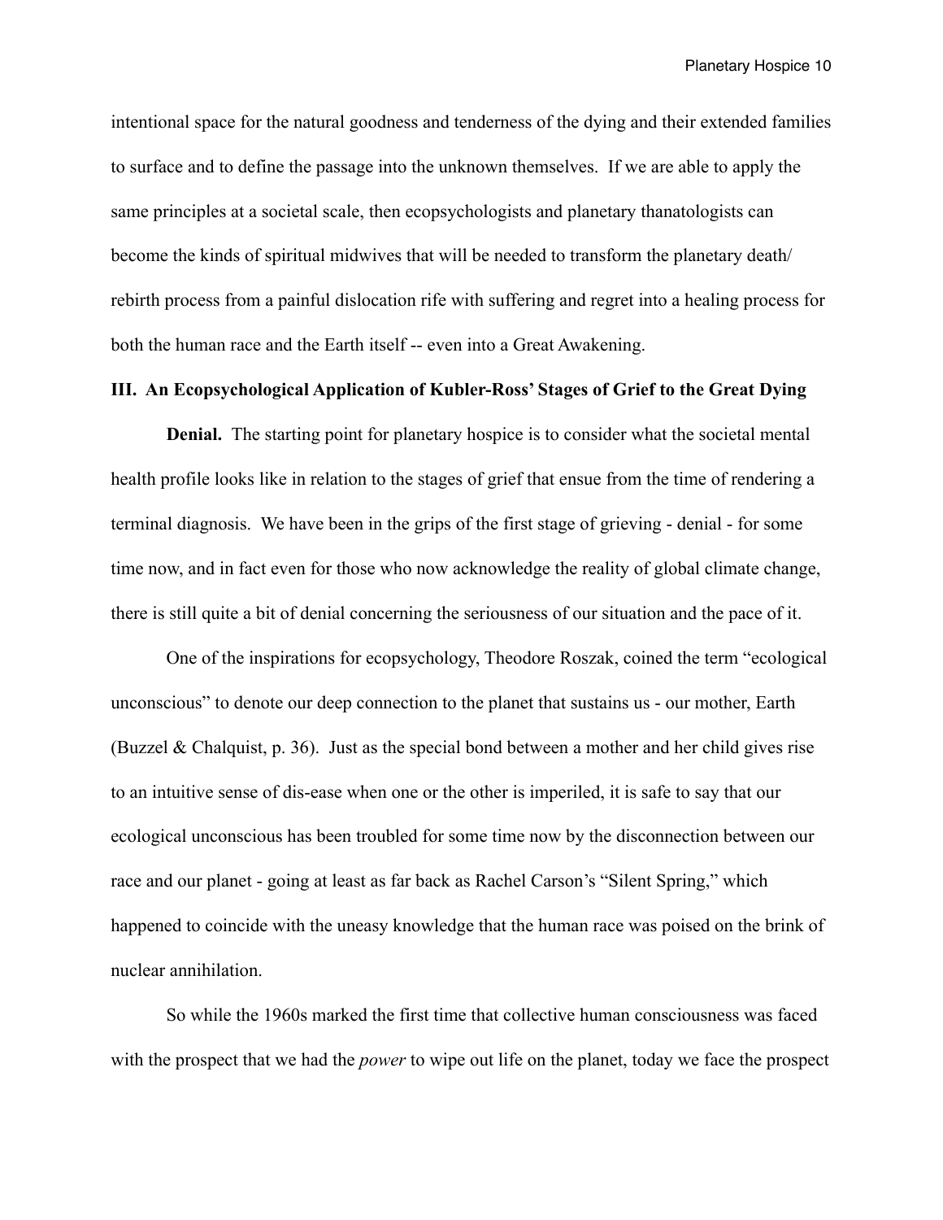intentional space for the natural goodness and tenderness of the dying and their extended families to surface and to define the passage into the unknown themselves. If we are able to apply the same principles at a societal scale, then ecopsychologists and planetary thanatologists can become the kinds of spiritual midwives that will be needed to transform the planetary death/rebirth process from a painful dislocation rife with suffering and regret into a healing process for both the human race and the Earth itself -- even into a Great Awakening.

## III. An Ecopsychological Application of Kubler-Ross' Stages of Grief to the Great Dying

**Denial.** The starting point for planetary hospice is to consider what the societal mental health profile looks like in relation to the stages of grief that ensue from the time of rendering a terminal diagnosis. We have been in the grips of the first stage of grieving - denial - for some time now, and in fact even for those who now acknowledge the reality of global climate change, there is still quite a bit of denial concerning the seriousness of our situation and the pace of it.

One of the inspirations for ecopsychology, Theodore Roszak, coined the term "ecological unconscious" to denote our deep connection to the planet that sustains us - our mother, Earth (Buzzel & Chalquist, p. 36). Just as the special bond between a mother and her child gives rise to an intuitive sense of dis-ease when one or the other is imperiled, it is safe to say that our ecological unconscious has been troubled for some time now by the disconnection between our race and our planet - going at least as far back as Rachel Carson's "Silent Spring," which happened to coincide with the uneasy knowledge that the human race was poised on the brink of nuclear annihilation.

So while the 1960s marked the first time that collective human consciousness was faced with the prospect that we had the *power* to wipe out life on the planet, today we face the prospect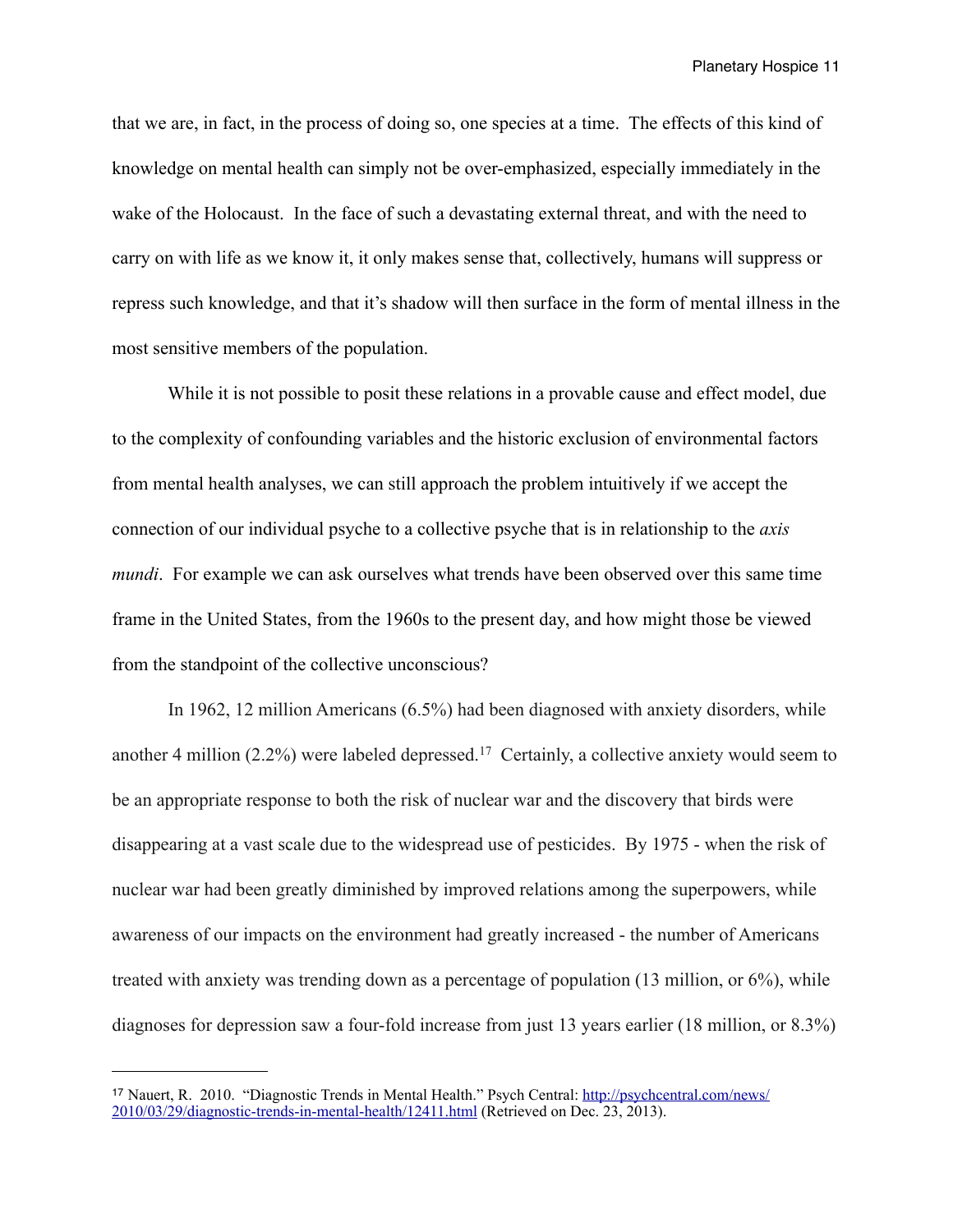that we are, in fact, in the process of doing so, one species at a time. The effects of this kind of knowledge on mental health can simply not be over-emphasized, especially immediately in the wake of the Holocaust. In the face of such a devastating external threat, and with the need to carry on with life as we know it, it only makes sense that, collectively, humans will suppress or repress such knowledge, and that it's shadow will then surface in the form of mental illness in the most sensitive members of the population.

While it is not possible to posit these relations in a provable cause and effect model, due to the complexity of confounding variables and the historic exclusion of environmental factors from mental health analyses, we can still approach the problem intuitively if we accept the connection of our individual psyche to a collective psyche that is in relationship to the *axis mundi*. For example we can ask ourselves what trends have been observed over this same time frame in the United States, from the 1960s to the present day, and how might those be viewed from the standpoint of the collective unconscious?

In 1962, 12 million Americans (6.5%) had been diagnosed with anxiety disorders, while another 4 million (2.2%) were labeled depressed.[17] Certainly, a collective anxiety would seem to be an appropriate response to both the risk of nuclear war and the discovery that birds were disappearing at a vast scale due to the widespread use of pesticides. By 1975 - when the risk of nuclear war had been greatly diminished by improved relations among the superpowers, while awareness of our impacts on the environment had greatly increased - the number of Americans treated with anxiety was trending down as a percentage of population (13 million, or 6%), while diagnoses for depression saw a four-fold increase from just 13 years earlier (18 million, or 8.3%)

---

[17] Nauert, R. 2010. "Diagnostic Trends in Mental Health." Psych Central: http://psychcentral.com/news/2010/03/29/diagnostic-trends-in-mental-health/12411.html (Retrieved on Dec. 23, 2013).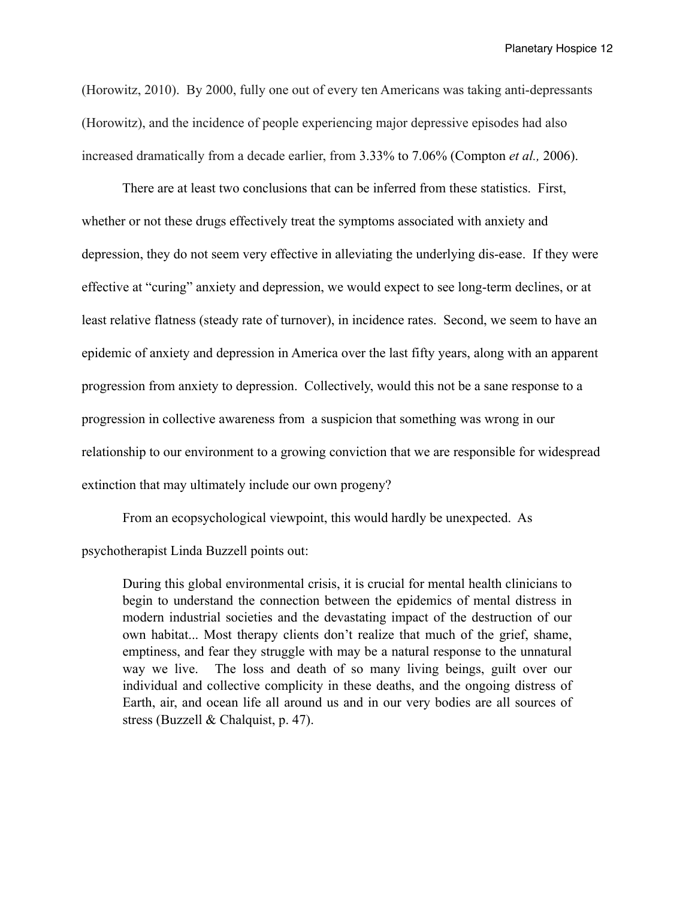(Horowitz, 2010). By 2000, fully one out of every ten Americans was taking anti-depressants (Horowitz), and the incidence of people experiencing major depressive episodes had also increased dramatically from a decade earlier, from 3.33% to 7.06% (Compton *et al.,* 2006).

There are at least two conclusions that can be inferred from these statistics. First, whether or not these drugs effectively treat the symptoms associated with anxiety and depression, they do not seem very effective in alleviating the underlying dis-ease. If they were effective at "curing" anxiety and depression, we would expect to see long-term declines, or at least relative flatness (steady rate of turnover), in incidence rates. Second, we seem to have an epidemic of anxiety and depression in America over the last fifty years, along with an apparent progression from anxiety to depression. Collectively, would this not be a sane response to a progression in collective awareness from a suspicion that something was wrong in our relationship to our environment to a growing conviction that we are responsible for widespread extinction that may ultimately include our own progeny?

From an ecopsychological viewpoint, this would hardly be unexpected. As psychotherapist Linda Buzzell points out:

> During this global environmental crisis, it is crucial for mental health clinicians to begin to understand the connection between the epidemics of mental distress in modern industrial societies and the devastating impact of the destruction of our own habitat... Most therapy clients don't realize that much of the grief, shame, emptiness, and fear they struggle with may be a natural response to the unnatural way we live. The loss and death of so many living beings, guilt over our individual and collective complicity in these deaths, and the ongoing distress of Earth, air, and ocean life all around us and in our very bodies are all sources of stress (Buzzell & Chalquist, p. 47).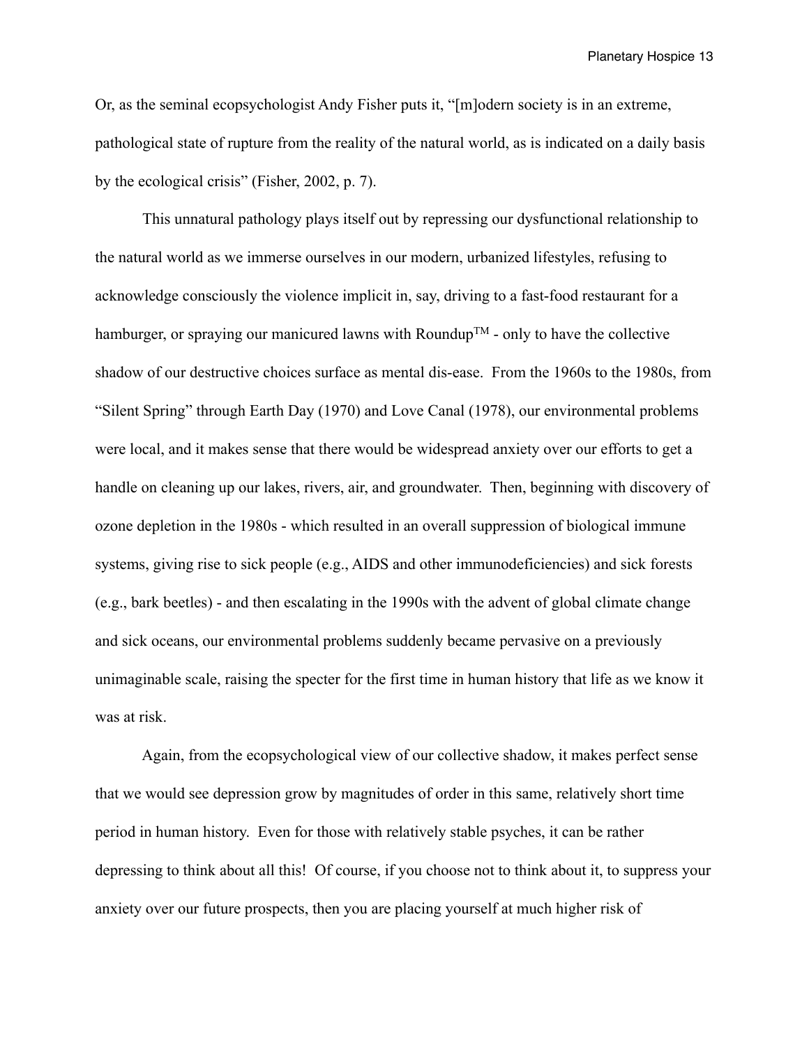Or, as the seminal ecopsychologist Andy Fisher puts it, "[m]odern society is in an extreme, pathological state of rupture from the reality of the natural world, as is indicated on a daily basis by the ecological crisis" (Fisher, 2002, p. 7).

This unnatural pathology plays itself out by repressing our dysfunctional relationship to the natural world as we immerse ourselves in our modern, urbanized lifestyles, refusing to acknowledge consciously the violence implicit in, say, driving to a fast-food restaurant for a hamburger, or spraying our manicured lawns with Roundup™ - only to have the collective shadow of our destructive choices surface as mental dis-ease. From the 1960s to the 1980s, from "Silent Spring" through Earth Day (1970) and Love Canal (1978), our environmental problems were local, and it makes sense that there would be widespread anxiety over our efforts to get a handle on cleaning up our lakes, rivers, air, and groundwater. Then, beginning with discovery of ozone depletion in the 1980s - which resulted in an overall suppression of biological immune systems, giving rise to sick people (e.g., AIDS and other immunodeficiencies) and sick forests (e.g., bark beetles) - and then escalating in the 1990s with the advent of global climate change and sick oceans, our environmental problems suddenly became pervasive on a previously unimaginable scale, raising the specter for the first time in human history that life as we know it was at risk.

Again, from the ecopsychological view of our collective shadow, it makes perfect sense that we would see depression grow by magnitudes of order in this same, relatively short time period in human history. Even for those with relatively stable psyches, it can be rather depressing to think about all this! Of course, if you choose not to think about it, to suppress your anxiety over our future prospects, then you are placing yourself at much higher risk of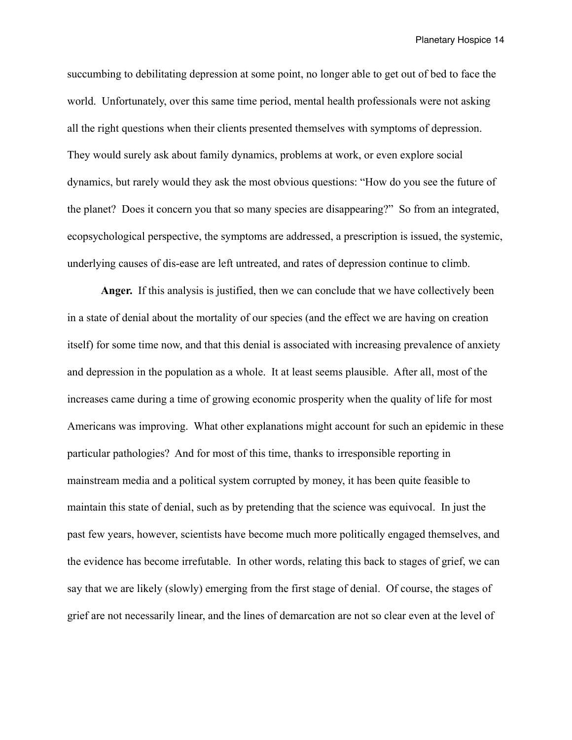succumbing to debilitating depression at some point, no longer able to get out of bed to face the world. Unfortunately, over this same time period, mental health professionals were not asking all the right questions when their clients presented themselves with symptoms of depression. They would surely ask about family dynamics, problems at work, or even explore social dynamics, but rarely would they ask the most obvious questions: "How do you see the future of the planet? Does it concern you that so many species are disappearing?" So from an integrated, ecopsychological perspective, the symptoms are addressed, a prescription is issued, the systemic, underlying causes of dis-ease are left untreated, and rates of depression continue to climb.

**Anger.** If this analysis is justified, then we can conclude that we have collectively been in a state of denial about the mortality of our species (and the effect we are having on creation itself) for some time now, and that this denial is associated with increasing prevalence of anxiety and depression in the population as a whole. It at least seems plausible. After all, most of the increases came during a time of growing economic prosperity when the quality of life for most Americans was improving. What other explanations might account for such an epidemic in these particular pathologies? And for most of this time, thanks to irresponsible reporting in mainstream media and a political system corrupted by money, it has been quite feasible to maintain this state of denial, such as by pretending that the science was equivocal. In just the past few years, however, scientists have become much more politically engaged themselves, and the evidence has become irrefutable. In other words, relating this back to stages of grief, we can say that we are likely (slowly) emerging from the first stage of denial. Of course, the stages of grief are not necessarily linear, and the lines of demarcation are not so clear even at the level of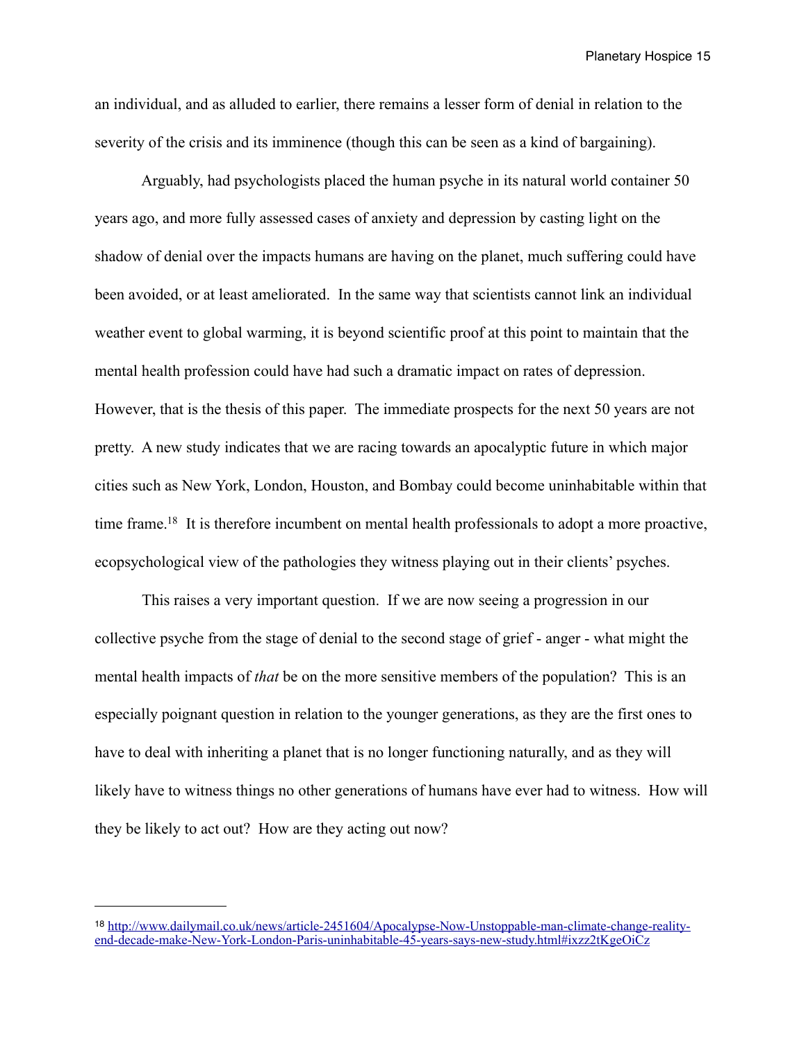an individual, and as alluded to earlier, there remains a lesser form of denial in relation to the severity of the crisis and its imminence (though this can be seen as a kind of bargaining).

Arguably, had psychologists placed the human psyche in its natural world container 50 years ago, and more fully assessed cases of anxiety and depression by casting light on the shadow of denial over the impacts humans are having on the planet, much suffering could have been avoided, or at least ameliorated. In the same way that scientists cannot link an individual weather event to global warming, it is beyond scientific proof at this point to maintain that the mental health profession could have had such a dramatic impact on rates of depression. However, that is the thesis of this paper. The immediate prospects for the next 50 years are not pretty. A new study indicates that we are racing towards an apocalyptic future in which major cities such as New York, London, Houston, and Bombay could become uninhabitable within that time frame.[18] It is therefore incumbent on mental health professionals to adopt a more proactive, ecopsychological view of the pathologies they witness playing out in their clients' psyches.

This raises a very important question. If we are now seeing a progression in our collective psyche from the stage of denial to the second stage of grief - anger - what might the mental health impacts of *that* be on the more sensitive members of the population? This is an especially poignant question in relation to the younger generations, as they are the first ones to have to deal with inheriting a planet that is no longer functioning naturally, and as they will likely have to witness things no other generations of humans have ever had to witness. How will they be likely to act out? How are they acting out now?

---

[18] http://www.dailymail.co.uk/news/article-2451604/Apocalypse-Now-Unstoppable-man-climate-change-reality-end-decade-make-New-York-London-Paris-uninhabitable-45-years-says-new-study.html#ixzz2tKgeOiCz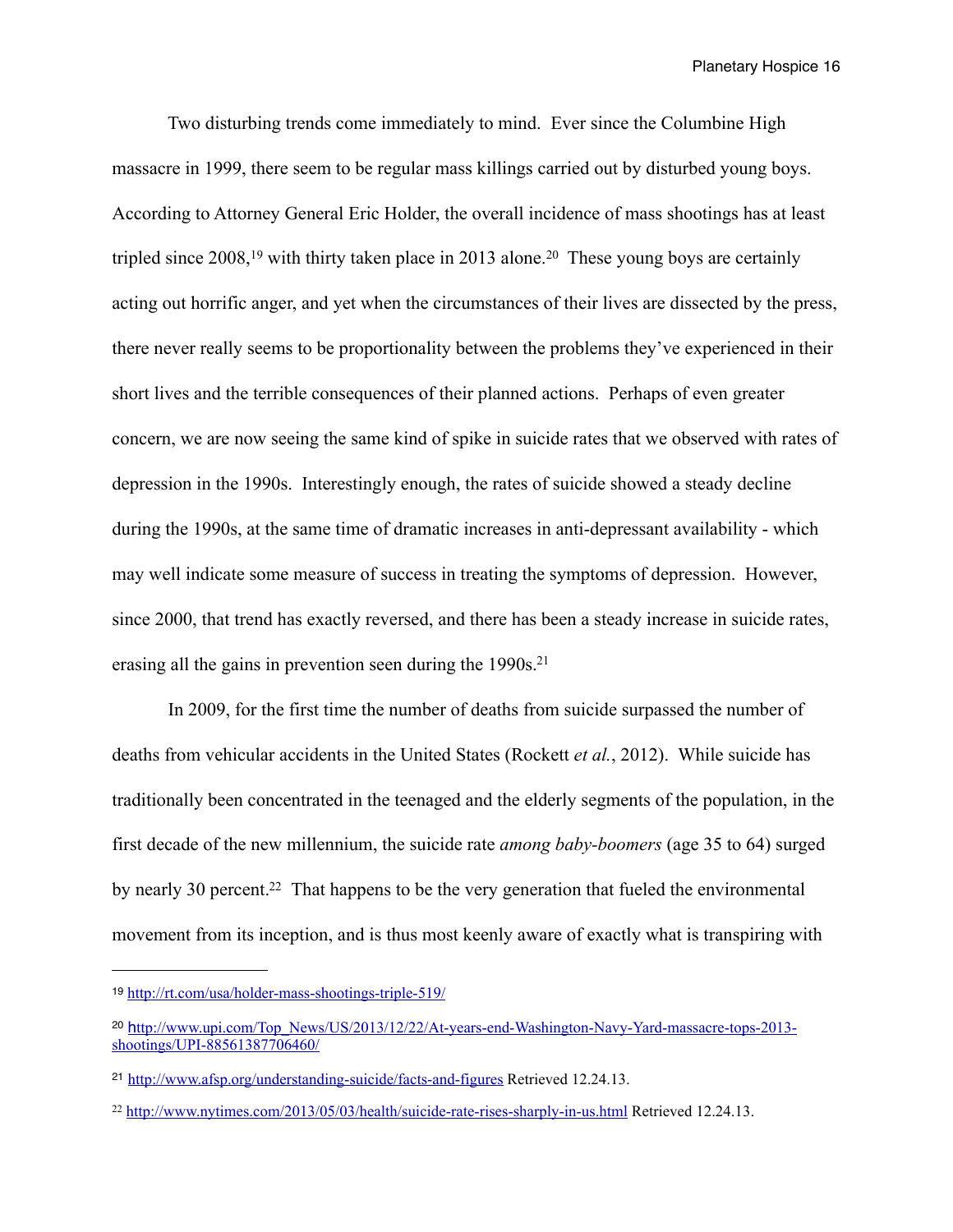Two disturbing trends come immediately to mind. Ever since the Columbine High massacre in 1999, there seem to be regular mass killings carried out by disturbed young boys. According to Attorney General Eric Holder, the overall incidence of mass shootings has at least tripled since 2008,[19] with thirty taken place in 2013 alone.[20] These young boys are certainly acting out horrific anger, and yet when the circumstances of their lives are dissected by the press, there never really seems to be proportionality between the problems they've experienced in their short lives and the terrible consequences of their planned actions. Perhaps of even greater concern, we are now seeing the same kind of spike in suicide rates that we observed with rates of depression in the 1990s. Interestingly enough, the rates of suicide showed a steady decline during the 1990s, at the same time of dramatic increases in anti-depressant availability - which may well indicate some measure of success in treating the symptoms of depression. However, since 2000, that trend has exactly reversed, and there has been a steady increase in suicide rates, erasing all the gains in prevention seen during the 1990s.[21]

In 2009, for the first time the number of deaths from suicide surpassed the number of deaths from vehicular accidents in the United States (Rockett *et al.*, 2012). While suicide has traditionally been concentrated in the teenaged and the elderly segments of the population, in the first decade of the new millennium, the suicide rate *among baby-boomers* (age 35 to 64) surged by nearly 30 percent.[22] That happens to be the very generation that fueled the environmental movement from its inception, and is thus most keenly aware of exactly what is transpiring with

---

[19] http://rt.com/usa/holder-mass-shootings-triple-519/

[20] http://www.upi.com/Top_News/US/2013/12/22/At-years-end-Washington-Navy-Yard-massacre-tops-2013-shootings/UPI-88561387706460/

[21] http://www.afsp.org/understanding-suicide/facts-and-figures Retrieved 12.24.13.

[22] http://www.nytimes.com/2013/05/03/health/suicide-rate-rises-sharply-in-us.html Retrieved 12.24.13.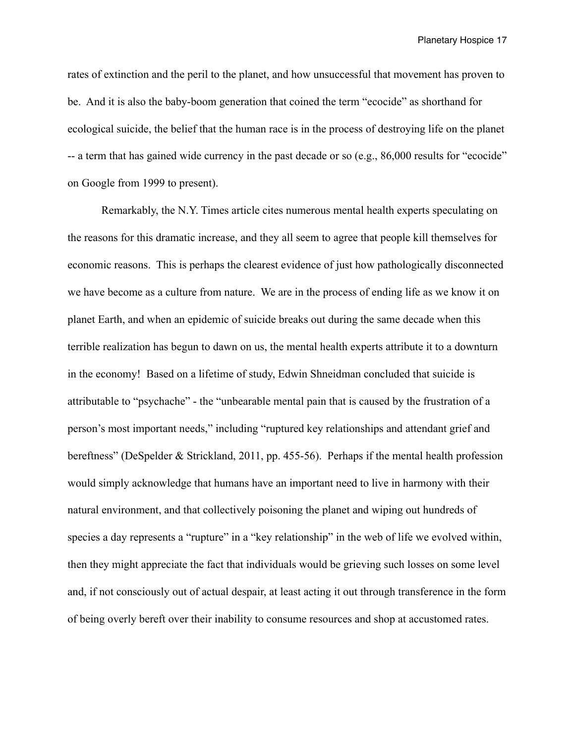rates of extinction and the peril to the planet, and how unsuccessful that movement has proven to be. And it is also the baby-boom generation that coined the term "ecocide" as shorthand for ecological suicide, the belief that the human race is in the process of destroying life on the planet -- a term that has gained wide currency in the past decade or so (e.g., 86,000 results for "ecocide" on Google from 1999 to present).

Remarkably, the N.Y. Times article cites numerous mental health experts speculating on the reasons for this dramatic increase, and they all seem to agree that people kill themselves for economic reasons. This is perhaps the clearest evidence of just how pathologically disconnected we have become as a culture from nature. We are in the process of ending life as we know it on planet Earth, and when an epidemic of suicide breaks out during the same decade when this terrible realization has begun to dawn on us, the mental health experts attribute it to a downturn in the economy! Based on a lifetime of study, Edwin Shneidman concluded that suicide is attributable to "psychache" - the "unbearable mental pain that is caused by the frustration of a person's most important needs," including "ruptured key relationships and attendant grief and bereftness" (DeSpelder & Strickland, 2011, pp. 455-56). Perhaps if the mental health profession would simply acknowledge that humans have an important need to live in harmony with their natural environment, and that collectively poisoning the planet and wiping out hundreds of species a day represents a "rupture" in a "key relationship" in the web of life we evolved within, then they might appreciate the fact that individuals would be grieving such losses on some level and, if not consciously out of actual despair, at least acting it out through transference in the form of being overly bereft over their inability to consume resources and shop at accustomed rates.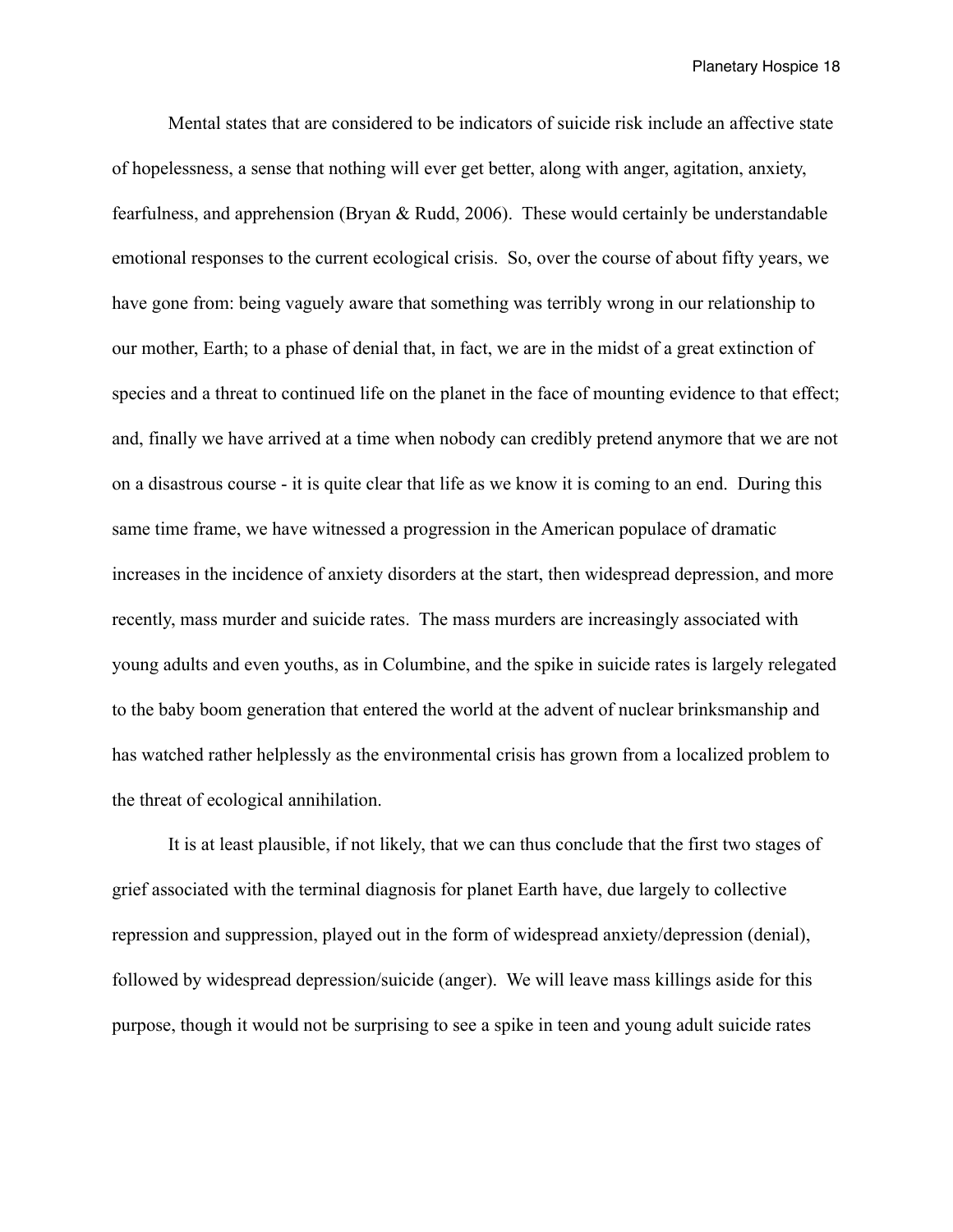Mental states that are considered to be indicators of suicide risk include an affective state of hopelessness, a sense that nothing will ever get better, along with anger, agitation, anxiety, fearfulness, and apprehension (Bryan & Rudd, 2006). These would certainly be understandable emotional responses to the current ecological crisis. So, over the course of about fifty years, we have gone from: being vaguely aware that something was terribly wrong in our relationship to our mother, Earth; to a phase of denial that, in fact, we are in the midst of a great extinction of species and a threat to continued life on the planet in the face of mounting evidence to that effect; and, finally we have arrived at a time when nobody can credibly pretend anymore that we are not on a disastrous course - it is quite clear that life as we know it is coming to an end. During this same time frame, we have witnessed a progression in the American populace of dramatic increases in the incidence of anxiety disorders at the start, then widespread depression, and more recently, mass murder and suicide rates. The mass murders are increasingly associated with young adults and even youths, as in Columbine, and the spike in suicide rates is largely relegated to the baby boom generation that entered the world at the advent of nuclear brinksmanship and has watched rather helplessly as the environmental crisis has grown from a localized problem to the threat of ecological annihilation.

It is at least plausible, if not likely, that we can thus conclude that the first two stages of grief associated with the terminal diagnosis for planet Earth have, due largely to collective repression and suppression, played out in the form of widespread anxiety/depression (denial), followed by widespread depression/suicide (anger). We will leave mass killings aside for this purpose, though it would not be surprising to see a spike in teen and young adult suicide rates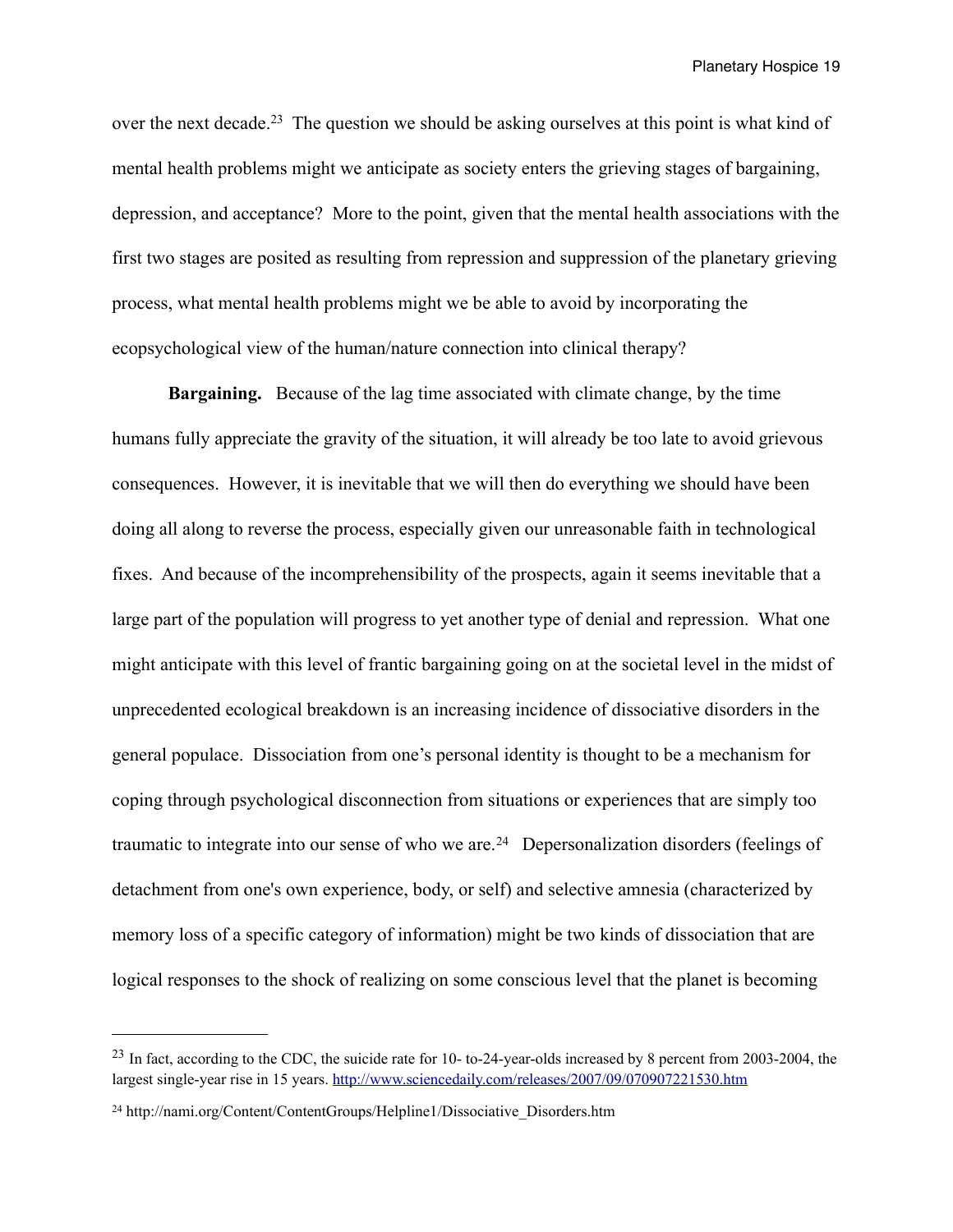over the next decade.[23] The question we should be asking ourselves at this point is what kind of mental health problems might we anticipate as society enters the grieving stages of bargaining, depression, and acceptance? More to the point, given that the mental health associations with the first two stages are posited as resulting from repression and suppression of the planetary grieving process, what mental health problems might we be able to avoid by incorporating the ecopsychological view of the human/nature connection into clinical therapy?

**Bargaining.** Because of the lag time associated with climate change, by the time humans fully appreciate the gravity of the situation, it will already be too late to avoid grievous consequences. However, it is inevitable that we will then do everything we should have been doing all along to reverse the process, especially given our unreasonable faith in technological fixes. And because of the incomprehensibility of the prospects, again it seems inevitable that a large part of the population will progress to yet another type of denial and repression. What one might anticipate with this level of frantic bargaining going on at the societal level in the midst of unprecedented ecological breakdown is an increasing incidence of dissociative disorders in the general populace. Dissociation from one's personal identity is thought to be a mechanism for coping through psychological disconnection from situations or experiences that are simply too traumatic to integrate into our sense of who we are.[24] Depersonalization disorders (feelings of detachment from one's own experience, body, or self) and selective amnesia (characterized by memory loss of a specific category of information) might be two kinds of dissociation that are logical responses to the shock of realizing on some conscious level that the planet is becoming

---

[23] In fact, according to the CDC, the suicide rate for 10- to-24-year-olds increased by 8 percent from 2003-2004, the largest single-year rise in 15 years. http://www.sciencedaily.com/releases/2007/09/070907221530.htm

[24] http://nami.org/Content/ContentGroups/Helpline1/Dissociative_Disorders.htm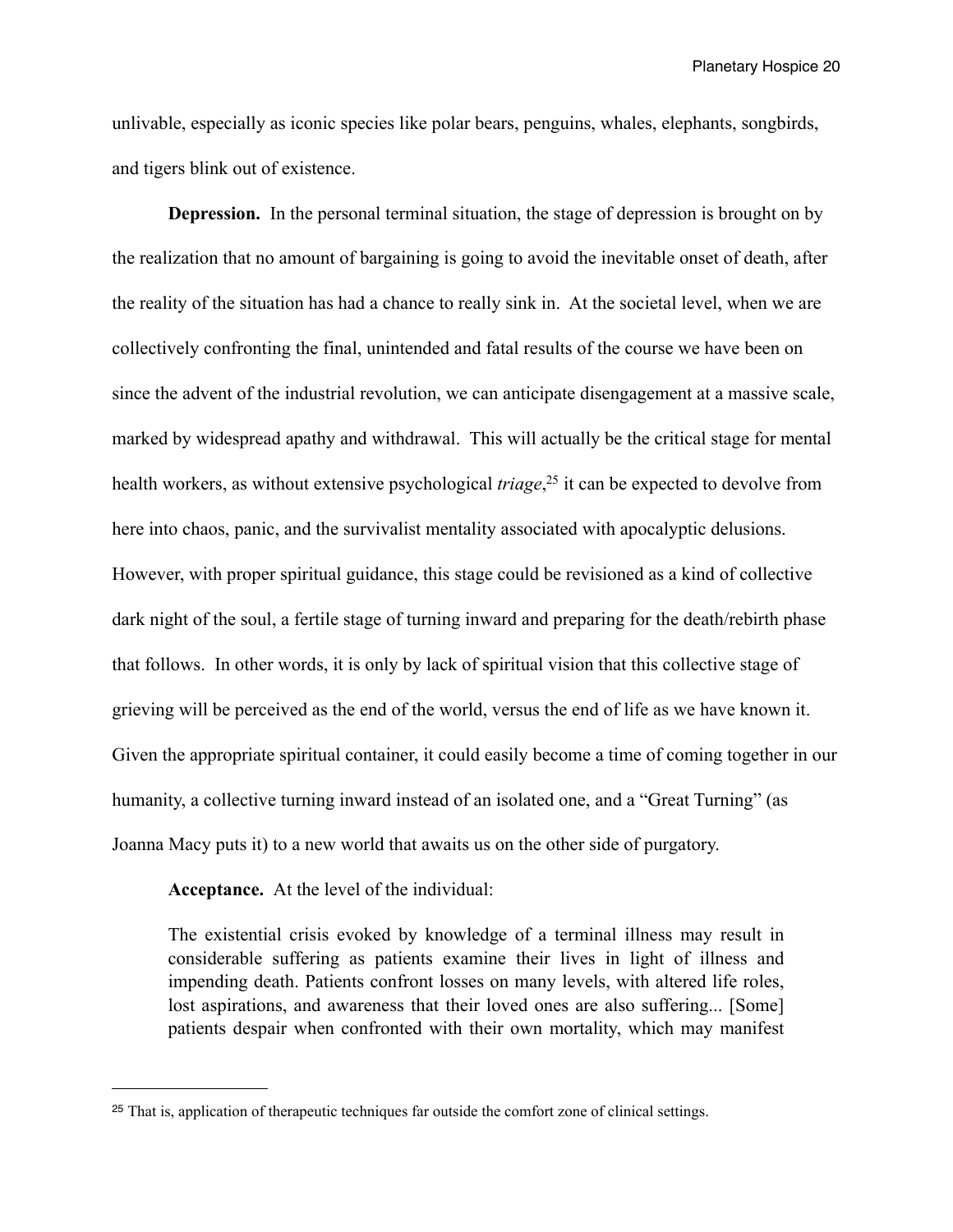unlivable, especially as iconic species like polar bears, penguins, whales, elephants, songbirds, and tigers blink out of existence.

**Depression.** In the personal terminal situation, the stage of depression is brought on by the realization that no amount of bargaining is going to avoid the inevitable onset of death, after the reality of the situation has had a chance to really sink in. At the societal level, when we are collectively confronting the final, unintended and fatal results of the course we have been on since the advent of the industrial revolution, we can anticipate disengagement at a massive scale, marked by widespread apathy and withdrawal. This will actually be the critical stage for mental health workers, as without extensive psychological *triage*,[25] it can be expected to devolve from here into chaos, panic, and the survivalist mentality associated with apocalyptic delusions. However, with proper spiritual guidance, this stage could be revisioned as a kind of collective dark night of the soul, a fertile stage of turning inward and preparing for the death/rebirth phase that follows. In other words, it is only by lack of spiritual vision that this collective stage of grieving will be perceived as the end of the world, versus the end of life as we have known it. Given the appropriate spiritual container, it could easily become a time of coming together in our humanity, a collective turning inward instead of an isolated one, and a "Great Turning" (as Joanna Macy puts it) to a new world that awaits us on the other side of purgatory.

**Acceptance.** At the level of the individual:

> The existential crisis evoked by knowledge of a terminal illness may result in considerable suffering as patients examine their lives in light of illness and impending death. Patients confront losses on many levels, with altered life roles, lost aspirations, and awareness that their loved ones are also suffering... [Some] patients despair when confronted with their own mortality, which may manifest

---

[25] That is, application of therapeutic techniques far outside the comfort zone of clinical settings.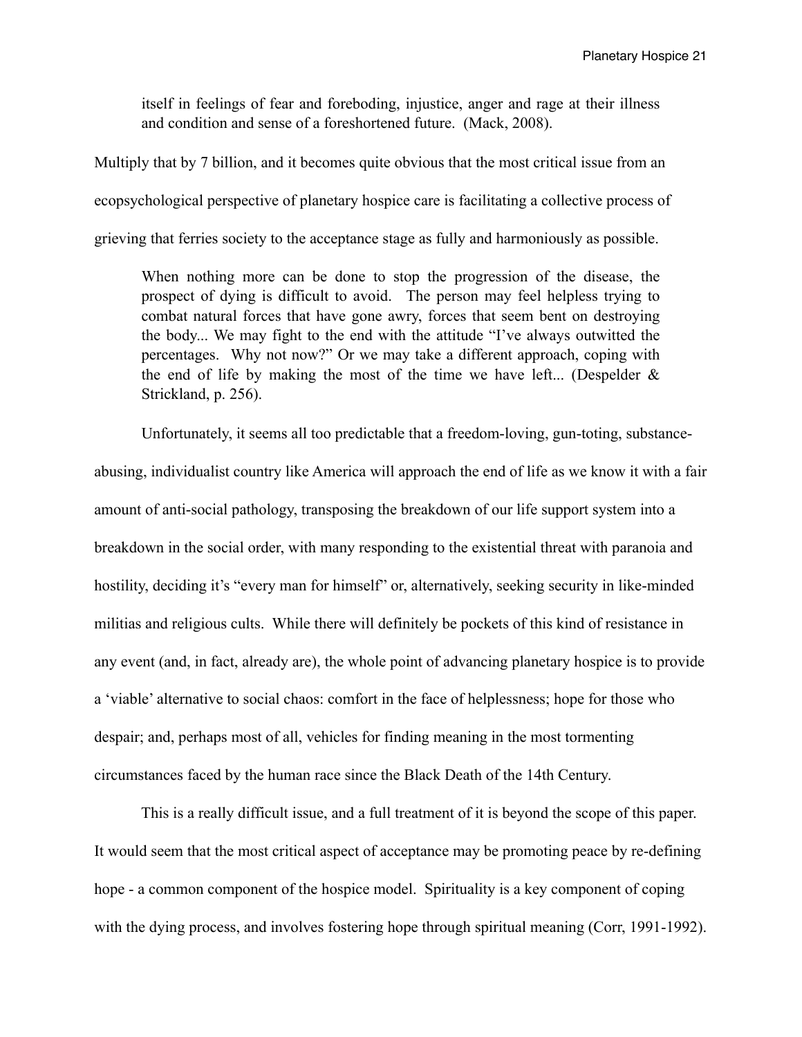> itself in feelings of fear and foreboding, injustice, anger and rage at their illness and condition and sense of a foreshortened future. (Mack, 2008).

Multiply that by 7 billion, and it becomes quite obvious that the most critical issue from an ecopsychological perspective of planetary hospice care is facilitating a collective process of grieving that ferries society to the acceptance stage as fully and harmoniously as possible.

> When nothing more can be done to stop the progression of the disease, the prospect of dying is difficult to avoid. The person may feel helpless trying to combat natural forces that have gone awry, forces that seem bent on destroying the body... We may fight to the end with the attitude "I've always outwitted the percentages. Why not now?" Or we may take a different approach, coping with the end of life by making the most of the time we have left... (Despelder & Strickland, p. 256).

Unfortunately, it seems all too predictable that a freedom-loving, gun-toting, substance-abusing, individualist country like America will approach the end of life as we know it with a fair amount of anti-social pathology, transposing the breakdown of our life support system into a breakdown in the social order, with many responding to the existential threat with paranoia and hostility, deciding it's "every man for himself" or, alternatively, seeking security in like-minded militias and religious cults. While there will definitely be pockets of this kind of resistance in any event (and, in fact, already are), the whole point of advancing planetary hospice is to provide a 'viable' alternative to social chaos: comfort in the face of helplessness; hope for those who despair; and, perhaps most of all, vehicles for finding meaning in the most tormenting circumstances faced by the human race since the Black Death of the 14th Century.

This is a really difficult issue, and a full treatment of it is beyond the scope of this paper. It would seem that the most critical aspect of acceptance may be promoting peace by re-defining hope - a common component of the hospice model. Spirituality is a key component of coping with the dying process, and involves fostering hope through spiritual meaning (Corr, 1991-1992).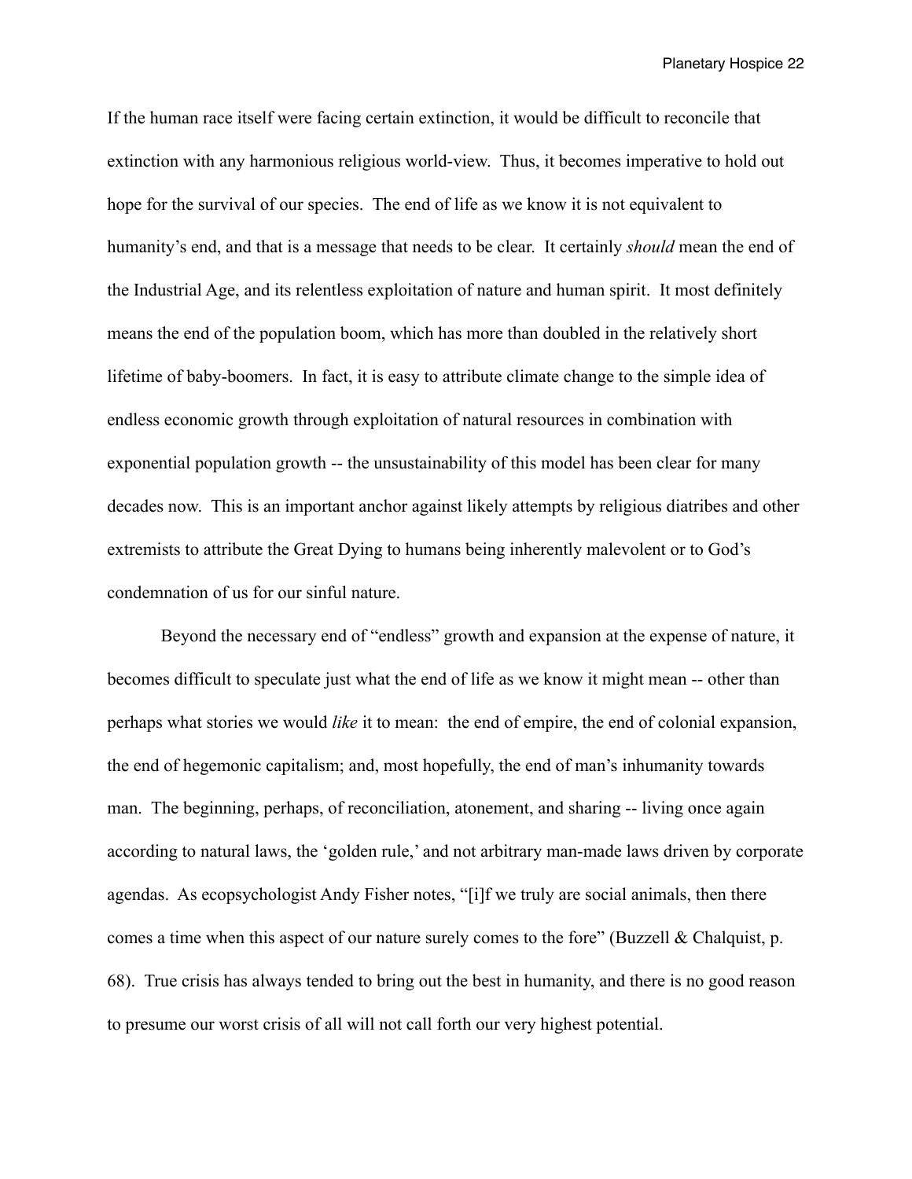If the human race itself were facing certain extinction, it would be difficult to reconcile that extinction with any harmonious religious world-view. Thus, it becomes imperative to hold out hope for the survival of our species. The end of life as we know it is not equivalent to humanity's end, and that is a message that needs to be clear. It certainly *should* mean the end of the Industrial Age, and its relentless exploitation of nature and human spirit. It most definitely means the end of the population boom, which has more than doubled in the relatively short lifetime of baby-boomers. In fact, it is easy to attribute climate change to the simple idea of endless economic growth through exploitation of natural resources in combination with exponential population growth -- the unsustainability of this model has been clear for many decades now. This is an important anchor against likely attempts by religious diatribes and other extremists to attribute the Great Dying to humans being inherently malevolent or to God's condemnation of us for our sinful nature.

Beyond the necessary end of "endless" growth and expansion at the expense of nature, it becomes difficult to speculate just what the end of life as we know it might mean -- other than perhaps what stories we would *like* it to mean: the end of empire, the end of colonial expansion, the end of hegemonic capitalism; and, most hopefully, the end of man's inhumanity towards man. The beginning, perhaps, of reconciliation, atonement, and sharing -- living once again according to natural laws, the 'golden rule,' and not arbitrary man-made laws driven by corporate agendas. As ecopsychologist Andy Fisher notes, "[i]f we truly are social animals, then there comes a time when this aspect of our nature surely comes to the fore" (Buzzell & Chalquist, p. 68). True crisis has always tended to bring out the best in humanity, and there is no good reason to presume our worst crisis of all will not call forth our very highest potential.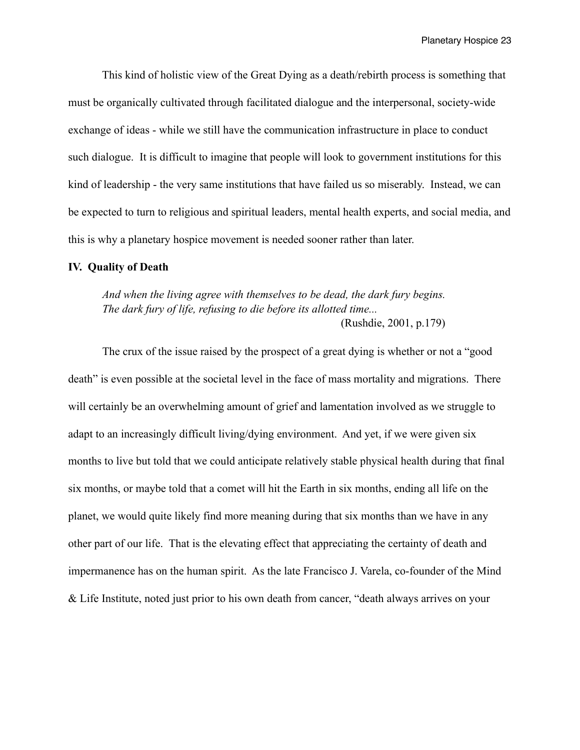This kind of holistic view of the Great Dying as a death/rebirth process is something that must be organically cultivated through facilitated dialogue and the interpersonal, society-wide exchange of ideas - while we still have the communication infrastructure in place to conduct such dialogue. It is difficult to imagine that people will look to government institutions for this kind of leadership - the very same institutions that have failed us so miserably. Instead, we can be expected to turn to religious and spiritual leaders, mental health experts, and social media, and this is why a planetary hospice movement is needed sooner rather than later.

## IV. Quality of Death

> *And when the living agree with themselves to be dead, the dark fury begins.*
> *The dark fury of life, refusing to die before its allotted time...*
>
> (Rushdie, 2001, p.179)

The crux of the issue raised by the prospect of a great dying is whether or not a "good death" is even possible at the societal level in the face of mass mortality and migrations. There will certainly be an overwhelming amount of grief and lamentation involved as we struggle to adapt to an increasingly difficult living/dying environment. And yet, if we were given six months to live but told that we could anticipate relatively stable physical health during that final six months, or maybe told that a comet will hit the Earth in six months, ending all life on the planet, we would quite likely find more meaning during that six months than we have in any other part of our life. That is the elevating effect that appreciating the certainty of death and impermanence has on the human spirit. As the late Francisco J. Varela, co-founder of the Mind & Life Institute, noted just prior to his own death from cancer, "death always arrives on your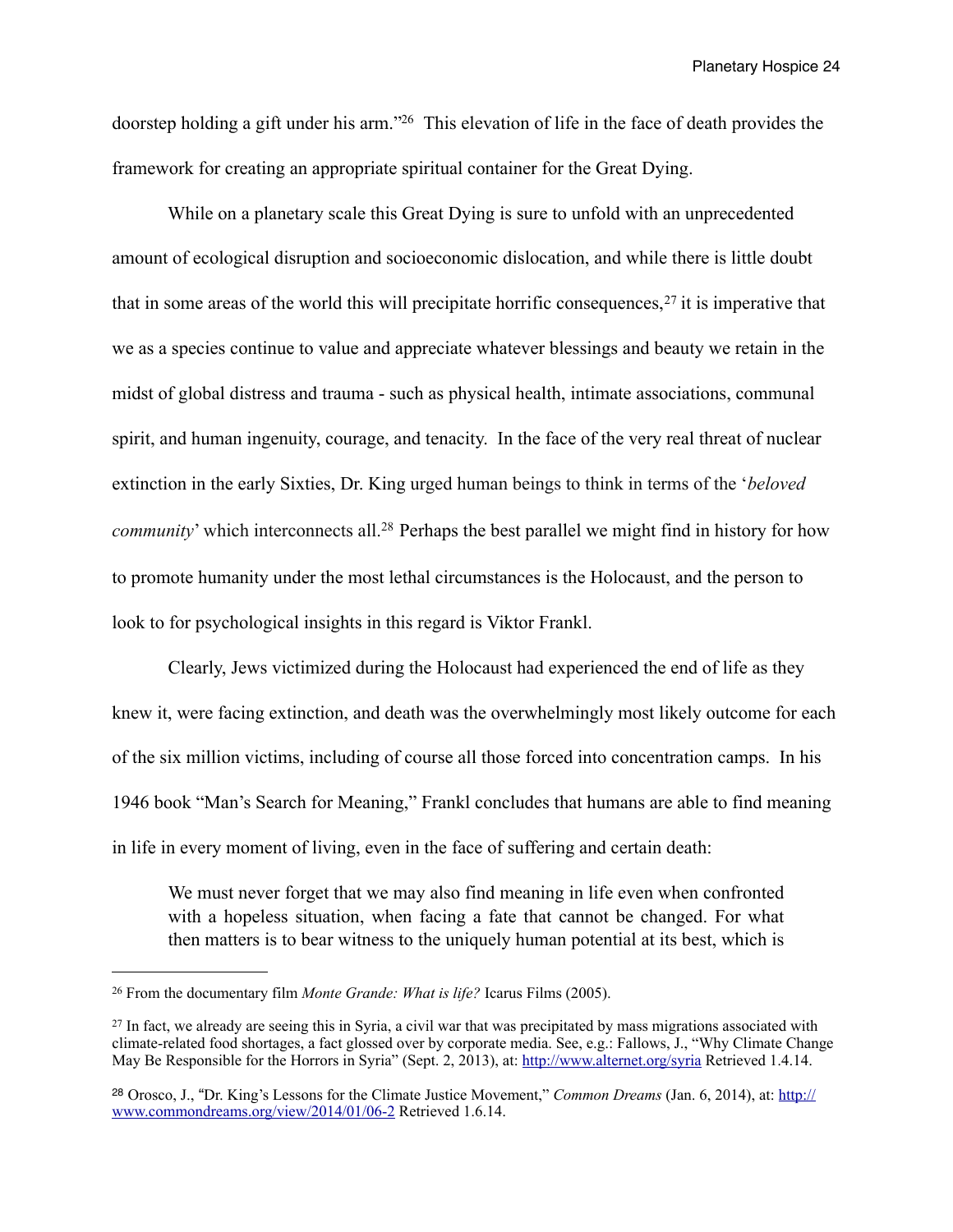doorstep holding a gift under his arm."[26] This elevation of life in the face of death provides the framework for creating an appropriate spiritual container for the Great Dying.

While on a planetary scale this Great Dying is sure to unfold with an unprecedented amount of ecological disruption and socioeconomic dislocation, and while there is little doubt that in some areas of the world this will precipitate horrific consequences,[27] it is imperative that we as a species continue to value and appreciate whatever blessings and beauty we retain in the midst of global distress and trauma - such as physical health, intimate associations, communal spirit, and human ingenuity, courage, and tenacity. In the face of the very real threat of nuclear extinction in the early Sixties, Dr. King urged human beings to think in terms of the '*beloved community*' which interconnects all.[28] Perhaps the best parallel we might find in history for how to promote humanity under the most lethal circumstances is the Holocaust, and the person to look to for psychological insights in this regard is Viktor Frankl.

Clearly, Jews victimized during the Holocaust had experienced the end of life as they knew it, were facing extinction, and death was the overwhelmingly most likely outcome for each of the six million victims, including of course all those forced into concentration camps. In his 1946 book "Man's Search for Meaning," Frankl concludes that humans are able to find meaning in life in every moment of living, even in the face of suffering and certain death:

> We must never forget that we may also find meaning in life even when confronted with a hopeless situation, when facing a fate that cannot be changed. For what then matters is to bear witness to the uniquely human potential at its best, which is

---

[26] From the documentary film *Monte Grande: What is life?* Icarus Films (2005).

[27] In fact, we already are seeing this in Syria, a civil war that was precipitated by mass migrations associated with climate-related food shortages, a fact glossed over by corporate media. See, e.g.: Fallows, J., "Why Climate Change May Be Responsible for the Horrors in Syria" (Sept. 2, 2013), at: http://www.alternet.org/syria Retrieved 1.4.14.

[28] Orosco, J., "Dr. King's Lessons for the Climate Justice Movement," *Common Dreams* (Jan. 6, 2014), at: http://www.commondreams.org/view/2014/01/06-2 Retrieved 1.6.14.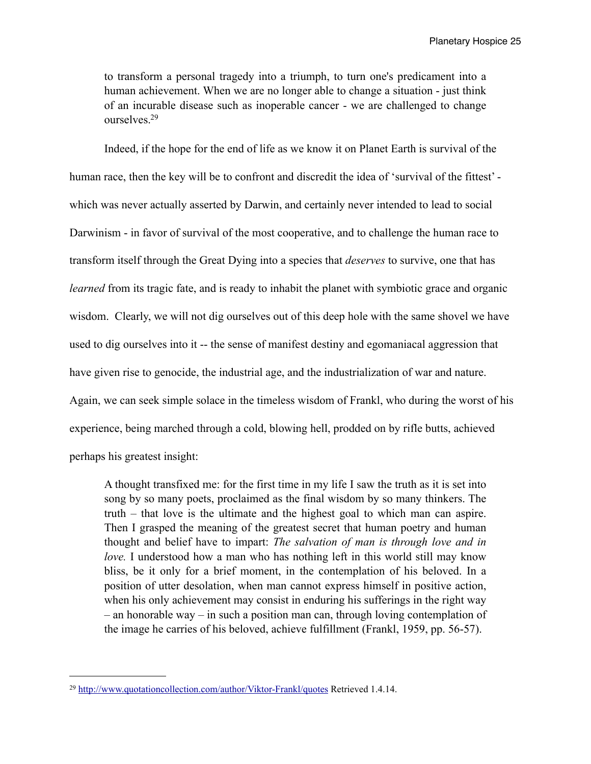> to transform a personal tragedy into a triumph, to turn one's predicament into a human achievement. When we are no longer able to change a situation - just think of an incurable disease such as inoperable cancer - we are challenged to change ourselves.[29]

Indeed, if the hope for the end of life as we know it on Planet Earth is survival of the human race, then the key will be to confront and discredit the idea of 'survival of the fittest' - which was never actually asserted by Darwin, and certainly never intended to lead to social Darwinism - in favor of survival of the most cooperative, and to challenge the human race to transform itself through the Great Dying into a species that *deserves* to survive, one that has *learned* from its tragic fate, and is ready to inhabit the planet with symbiotic grace and organic wisdom. Clearly, we will not dig ourselves out of this deep hole with the same shovel we have used to dig ourselves into it -- the sense of manifest destiny and egomaniacal aggression that have given rise to genocide, the industrial age, and the industrialization of war and nature. Again, we can seek simple solace in the timeless wisdom of Frankl, who during the worst of his experience, being marched through a cold, blowing hell, prodded on by rifle butts, achieved perhaps his greatest insight:

> A thought transfixed me: for the first time in my life I saw the truth as it is set into song by so many poets, proclaimed as the final wisdom by so many thinkers. The truth – that love is the ultimate and the highest goal to which man can aspire. Then I grasped the meaning of the greatest secret that human poetry and human thought and belief have to impart: *The salvation of man is through love and in love.* I understood how a man who has nothing left in this world still may know bliss, be it only for a brief moment, in the contemplation of his beloved. In a position of utter desolation, when man cannot express himself in positive action, when his only achievement may consist in enduring his sufferings in the right way – an honorable way – in such a position man can, through loving contemplation of the image he carries of his beloved, achieve fulfillment (Frankl, 1959, pp. 56-57).

---

[29] http://www.quotationcollection.com/author/Viktor-Frankl/quotes Retrieved 1.4.14.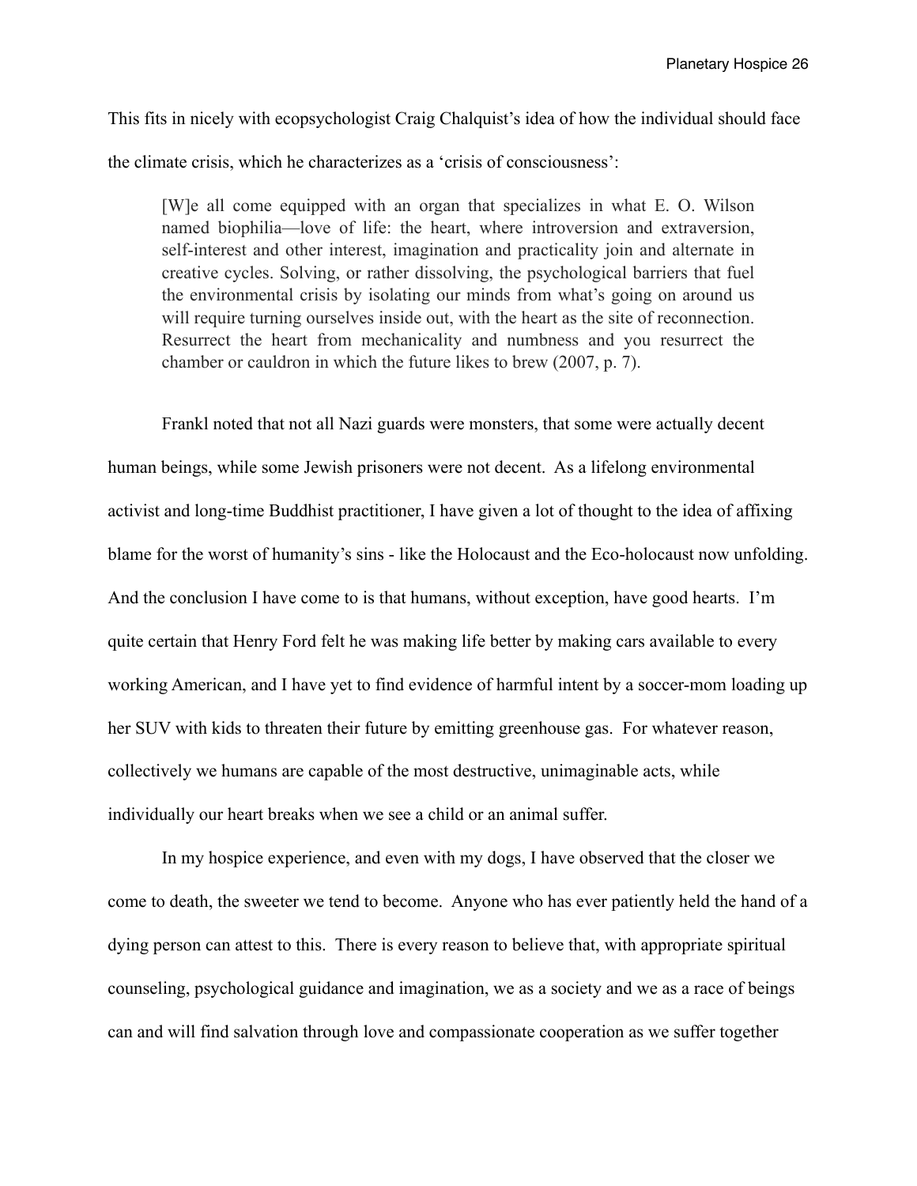This fits in nicely with ecopsychologist Craig Chalquist's idea of how the individual should face the climate crisis, which he characterizes as a 'crisis of consciousness':

> [W]e all come equipped with an organ that specializes in what E. O. Wilson named biophilia—love of life: the heart, where introversion and extraversion, self-interest and other interest, imagination and practicality join and alternate in creative cycles. Solving, or rather dissolving, the psychological barriers that fuel the environmental crisis by isolating our minds from what's going on around us will require turning ourselves inside out, with the heart as the site of reconnection. Resurrect the heart from mechanicality and numbness and you resurrect the chamber or cauldron in which the future likes to brew (2007, p. 7).

Frankl noted that not all Nazi guards were monsters, that some were actually decent human beings, while some Jewish prisoners were not decent. As a lifelong environmental activist and long-time Buddhist practitioner, I have given a lot of thought to the idea of affixing blame for the worst of humanity's sins - like the Holocaust and the Eco-holocaust now unfolding. And the conclusion I have come to is that humans, without exception, have good hearts. I'm quite certain that Henry Ford felt he was making life better by making cars available to every working American, and I have yet to find evidence of harmful intent by a soccer-mom loading up her SUV with kids to threaten their future by emitting greenhouse gas. For whatever reason, collectively we humans are capable of the most destructive, unimaginable acts, while individually our heart breaks when we see a child or an animal suffer.

In my hospice experience, and even with my dogs, I have observed that the closer we come to death, the sweeter we tend to become. Anyone who has ever patiently held the hand of a dying person can attest to this. There is every reason to believe that, with appropriate spiritual counseling, psychological guidance and imagination, we as a society and we as a race of beings can and will find salvation through love and compassionate cooperation as we suffer together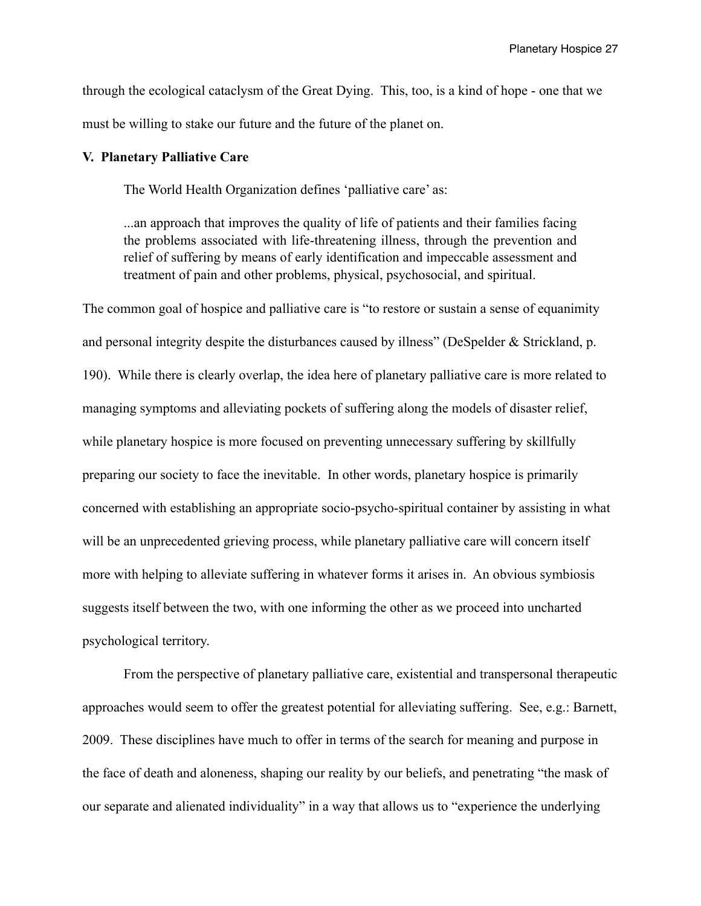through the ecological cataclysm of the Great Dying. This, too, is a kind of hope - one that we must be willing to stake our future and the future of the planet on.

## V. Planetary Palliative Care

The World Health Organization defines 'palliative care' as:

> ...an approach that improves the quality of life of patients and their families facing the problems associated with life-threatening illness, through the prevention and relief of suffering by means of early identification and impeccable assessment and treatment of pain and other problems, physical, psychosocial, and spiritual.

The common goal of hospice and palliative care is "to restore or sustain a sense of equanimity and personal integrity despite the disturbances caused by illness" (DeSpelder & Strickland, p. 190). While there is clearly overlap, the idea here of planetary palliative care is more related to managing symptoms and alleviating pockets of suffering along the models of disaster relief, while planetary hospice is more focused on preventing unnecessary suffering by skillfully preparing our society to face the inevitable. In other words, planetary hospice is primarily concerned with establishing an appropriate socio-psycho-spiritual container by assisting in what will be an unprecedented grieving process, while planetary palliative care will concern itself more with helping to alleviate suffering in whatever forms it arises in. An obvious symbiosis suggests itself between the two, with one informing the other as we proceed into uncharted psychological territory.

From the perspective of planetary palliative care, existential and transpersonal therapeutic approaches would seem to offer the greatest potential for alleviating suffering. See, e.g.: Barnett, 2009. These disciplines have much to offer in terms of the search for meaning and purpose in the face of death and aloneness, shaping our reality by our beliefs, and penetrating "the mask of our separate and alienated individuality" in a way that allows us to "experience the underlying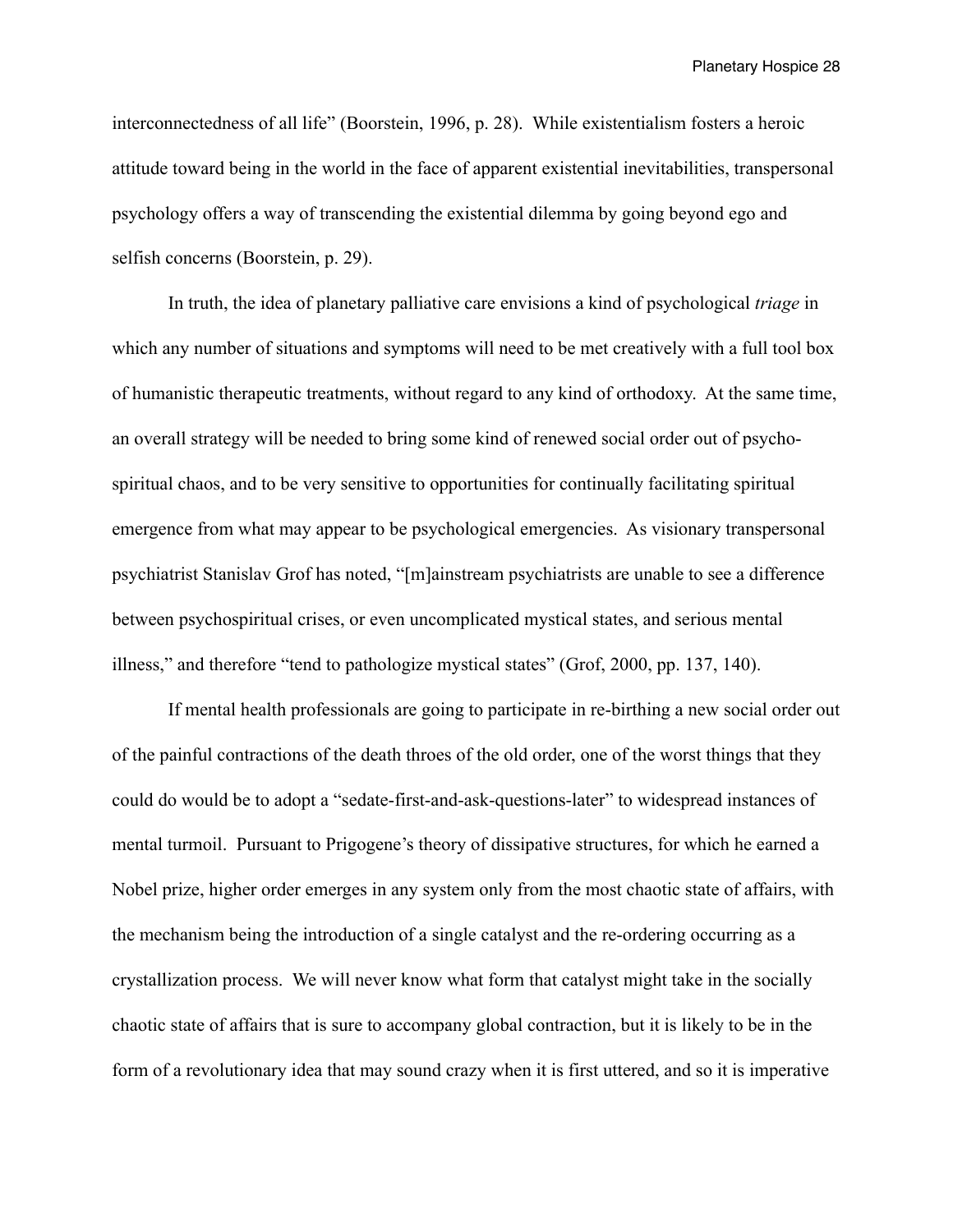interconnectedness of all life" (Boorstein, 1996, p. 28). While existentialism fosters a heroic attitude toward being in the world in the face of apparent existential inevitabilities, transpersonal psychology offers a way of transcending the existential dilemma by going beyond ego and selfish concerns (Boorstein, p. 29).

In truth, the idea of planetary palliative care envisions a kind of psychological *triage* in which any number of situations and symptoms will need to be met creatively with a full tool box of humanistic therapeutic treatments, without regard to any kind of orthodoxy. At the same time, an overall strategy will be needed to bring some kind of renewed social order out of psycho-spiritual chaos, and to be very sensitive to opportunities for continually facilitating spiritual emergence from what may appear to be psychological emergencies. As visionary transpersonal psychiatrist Stanislav Grof has noted, "[m]ainstream psychiatrists are unable to see a difference between psychospiritual crises, or even uncomplicated mystical states, and serious mental illness," and therefore "tend to pathologize mystical states" (Grof, 2000, pp. 137, 140).

If mental health professionals are going to participate in re-birthing a new social order out of the painful contractions of the death throes of the old order, one of the worst things that they could do would be to adopt a "sedate-first-and-ask-questions-later" to widespread instances of mental turmoil. Pursuant to Prigogene's theory of dissipative structures, for which he earned a Nobel prize, higher order emerges in any system only from the most chaotic state of affairs, with the mechanism being the introduction of a single catalyst and the re-ordering occurring as a crystallization process. We will never know what form that catalyst might take in the socially chaotic state of affairs that is sure to accompany global contraction, but it is likely to be in the form of a revolutionary idea that may sound crazy when it is first uttered, and so it is imperative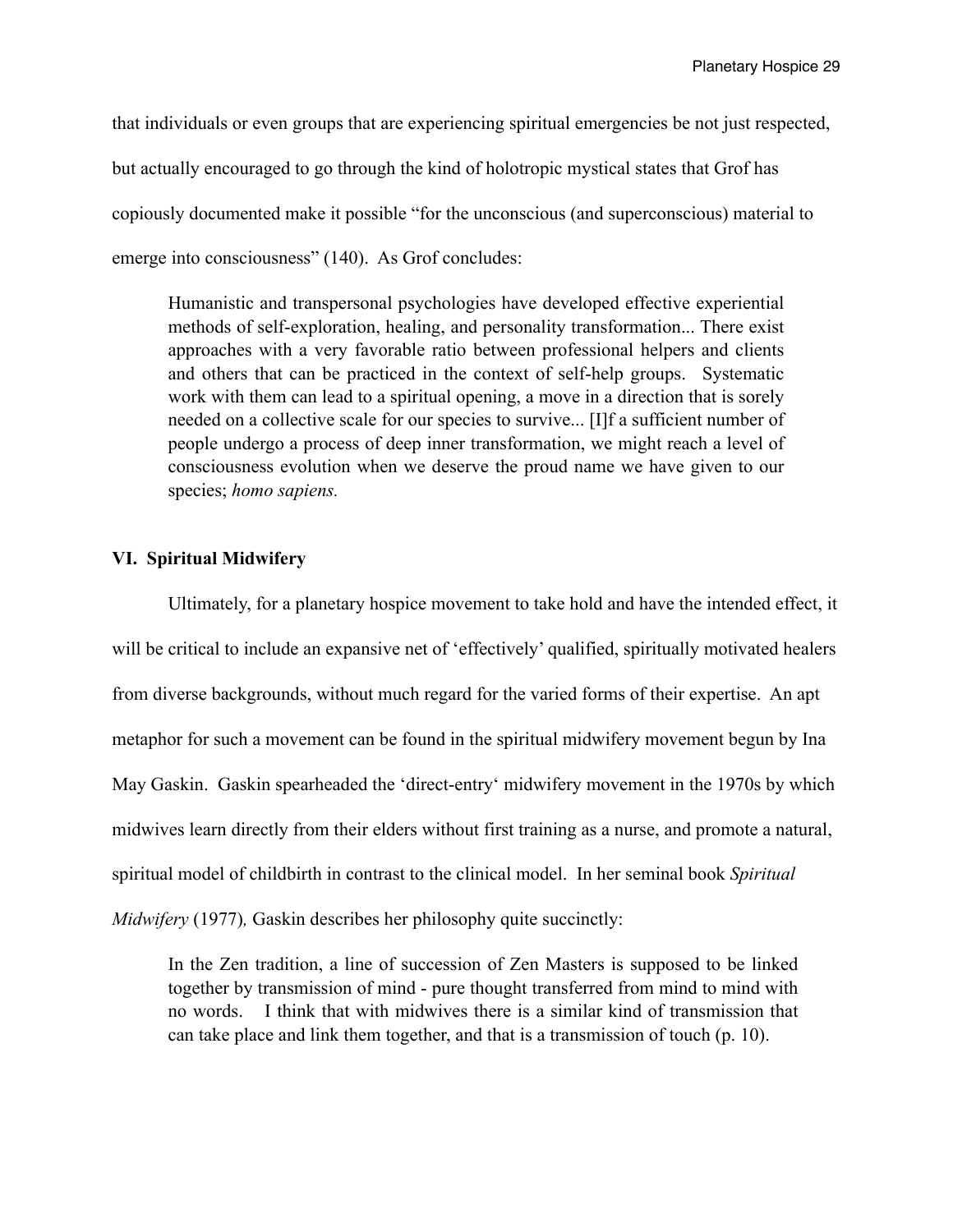that individuals or even groups that are experiencing spiritual emergencies be not just respected, but actually encouraged to go through the kind of holotropic mystical states that Grof has copiously documented make it possible "for the unconscious (and superconscious) material to emerge into consciousness" (140). As Grof concludes:

> Humanistic and transpersonal psychologies have developed effective experiential methods of self-exploration, healing, and personality transformation... There exist approaches with a very favorable ratio between professional helpers and clients and others that can be practiced in the context of self-help groups. Systematic work with them can lead to a spiritual opening, a move in a direction that is sorely needed on a collective scale for our species to survive... [I]f a sufficient number of people undergo a process of deep inner transformation, we might reach a level of consciousness evolution when we deserve the proud name we have given to our species; *homo sapiens.*

### VI. Spiritual Midwifery

Ultimately, for a planetary hospice movement to take hold and have the intended effect, it will be critical to include an expansive net of 'effectively' qualified, spiritually motivated healers from diverse backgrounds, without much regard for the varied forms of their expertise. An apt metaphor for such a movement can be found in the spiritual midwifery movement begun by Ina May Gaskin. Gaskin spearheaded the 'direct-entry' midwifery movement in the 1970s by which midwives learn directly from their elders without first training as a nurse, and promote a natural, spiritual model of childbirth in contrast to the clinical model. In her seminal book *Spiritual Midwifery* (1977)*,* Gaskin describes her philosophy quite succinctly:

> In the Zen tradition, a line of succession of Zen Masters is supposed to be linked together by transmission of mind - pure thought transferred from mind to mind with no words. I think that with midwives there is a similar kind of transmission that can take place and link them together, and that is a transmission of touch (p. 10).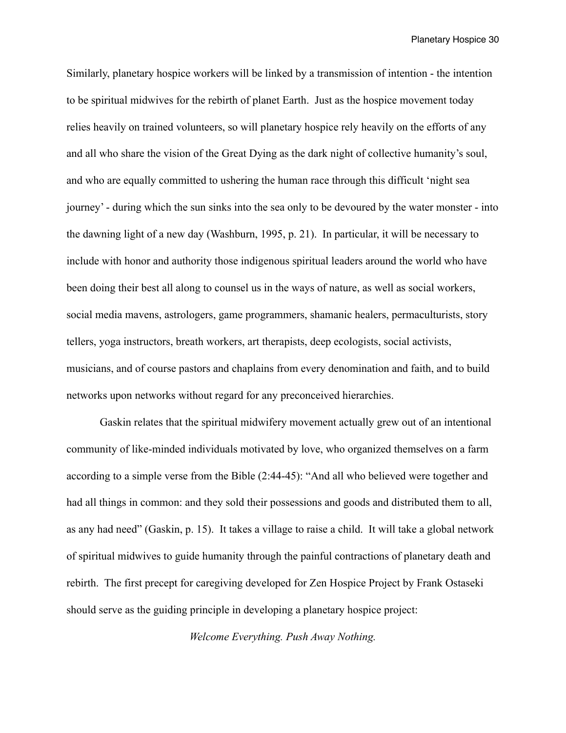Similarly, planetary hospice workers will be linked by a transmission of intention - the intention to be spiritual midwives for the rebirth of planet Earth. Just as the hospice movement today relies heavily on trained volunteers, so will planetary hospice rely heavily on the efforts of any and all who share the vision of the Great Dying as the dark night of collective humanity's soul, and who are equally committed to ushering the human race through this difficult 'night sea journey' - during which the sun sinks into the sea only to be devoured by the water monster - into the dawning light of a new day (Washburn, 1995, p. 21). In particular, it will be necessary to include with honor and authority those indigenous spiritual leaders around the world who have been doing their best all along to counsel us in the ways of nature, as well as social workers, social media mavens, astrologers, game programmers, shamanic healers, permaculturists, story tellers, yoga instructors, breath workers, art therapists, deep ecologists, social activists, musicians, and of course pastors and chaplains from every denomination and faith, and to build networks upon networks without regard for any preconceived hierarchies.

Gaskin relates that the spiritual midwifery movement actually grew out of an intentional community of like-minded individuals motivated by love, who organized themselves on a farm according to a simple verse from the Bible (2:44-45): "And all who believed were together and had all things in common: and they sold their possessions and goods and distributed them to all, as any had need" (Gaskin, p. 15). It takes a village to raise a child. It will take a global network of spiritual midwives to guide humanity through the painful contractions of planetary death and rebirth. The first precept for caregiving developed for Zen Hospice Project by Frank Ostaseki should serve as the guiding principle in developing a planetary hospice project:

*Welcome Everything. Push Away Nothing.*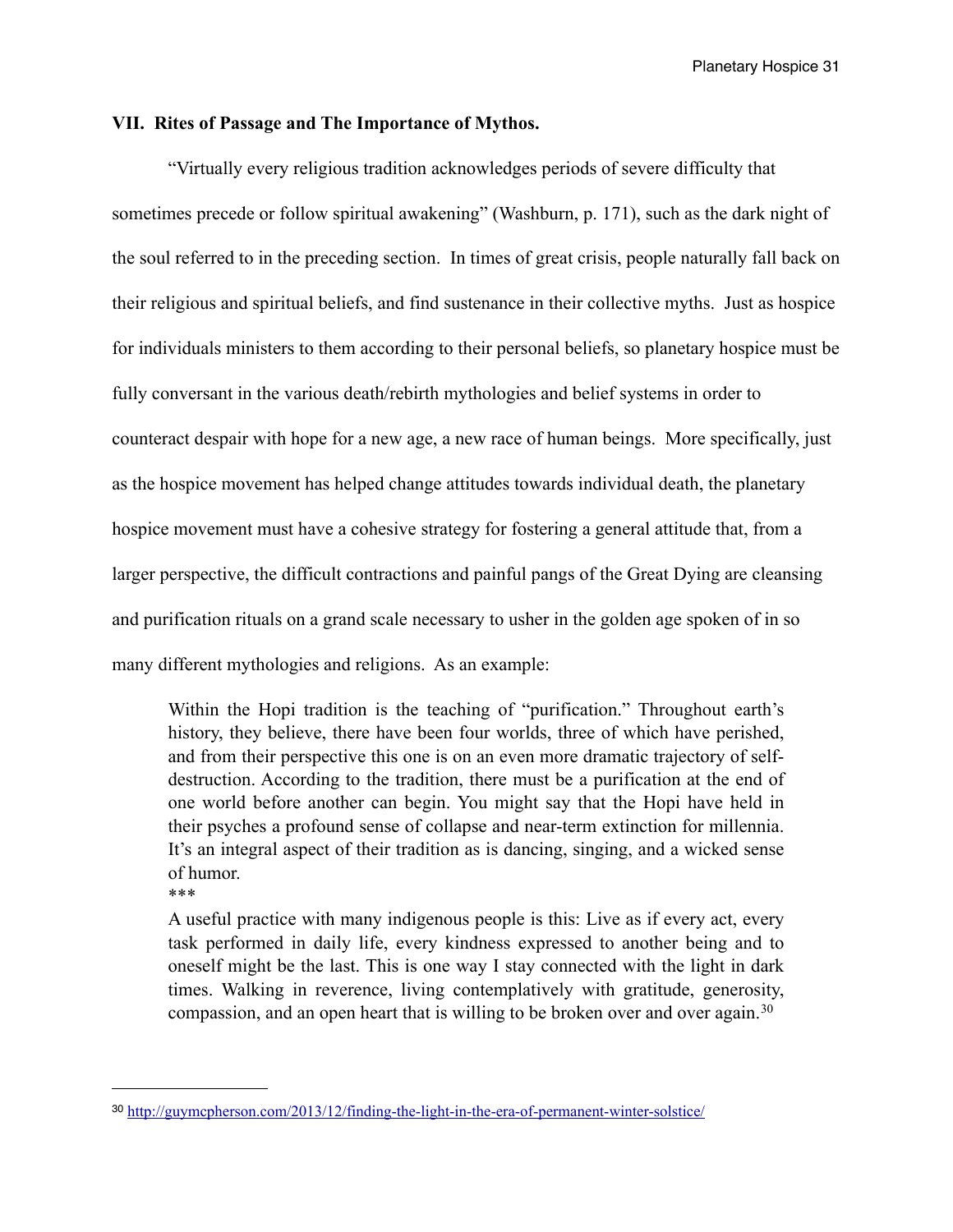## VII. Rites of Passage and The Importance of Mythos.

"Virtually every religious tradition acknowledges periods of severe difficulty that sometimes precede or follow spiritual awakening" (Washburn, p. 171), such as the dark night of the soul referred to in the preceding section. In times of great crisis, people naturally fall back on their religious and spiritual beliefs, and find sustenance in their collective myths. Just as hospice for individuals ministers to them according to their personal beliefs, so planetary hospice must be fully conversant in the various death/rebirth mythologies and belief systems in order to counteract despair with hope for a new age, a new race of human beings. More specifically, just as the hospice movement has helped change attitudes towards individual death, the planetary hospice movement must have a cohesive strategy for fostering a general attitude that, from a larger perspective, the difficult contractions and painful pangs of the Great Dying are cleansing and purification rituals on a grand scale necessary to usher in the golden age spoken of in so many different mythologies and religions. As an example:

> Within the Hopi tradition is the teaching of "purification." Throughout earth's history, they believe, there have been four worlds, three of which have perished, and from their perspective this one is on an even more dramatic trajectory of self-destruction. According to the tradition, there must be a purification at the end of one world before another can begin. You might say that the Hopi have held in their psyches a profound sense of collapse and near-term extinction for millennia. It's an integral aspect of their tradition as is dancing, singing, and a wicked sense of humor.
>
> ***
>
> A useful practice with many indigenous people is this: Live as if every act, every task performed in daily life, every kindness expressed to another being and to oneself might be the last. This is one way I stay connected with the light in dark times. Walking in reverence, living contemplatively with gratitude, generosity, compassion, and an open heart that is willing to be broken over and over again.[30]

---

[30] http://guymcpherson.com/2013/12/finding-the-light-in-the-era-of-permanent-winter-solstice/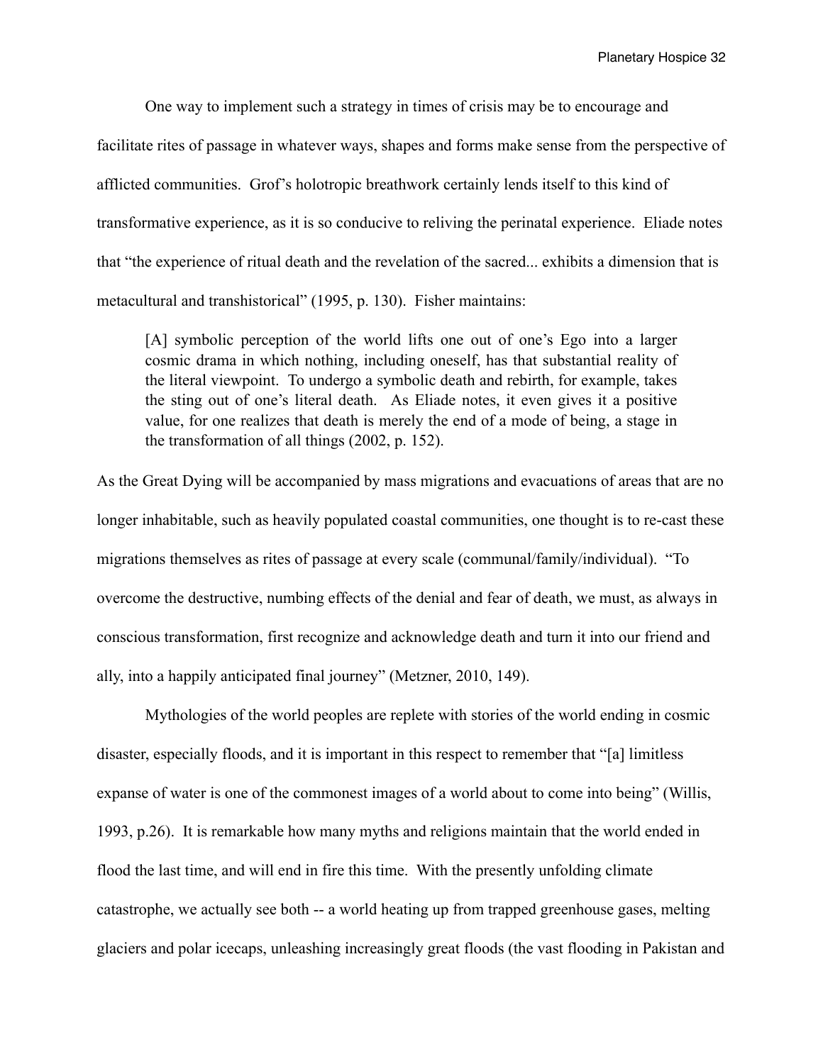One way to implement such a strategy in times of crisis may be to encourage and facilitate rites of passage in whatever ways, shapes and forms make sense from the perspective of afflicted communities. Grof's holotropic breathwork certainly lends itself to this kind of transformative experience, as it is so conducive to reliving the perinatal experience. Eliade notes that "the experience of ritual death and the revelation of the sacred... exhibits a dimension that is metacultural and transhistorical" (1995, p. 130). Fisher maintains:

> [A] symbolic perception of the world lifts one out of one's Ego into a larger cosmic drama in which nothing, including oneself, has that substantial reality of the literal viewpoint. To undergo a symbolic death and rebirth, for example, takes the sting out of one's literal death. As Eliade notes, it even gives it a positive value, for one realizes that death is merely the end of a mode of being, a stage in the transformation of all things (2002, p. 152).

As the Great Dying will be accompanied by mass migrations and evacuations of areas that are no longer inhabitable, such as heavily populated coastal communities, one thought is to re-cast these migrations themselves as rites of passage at every scale (communal/family/individual). "To overcome the destructive, numbing effects of the denial and fear of death, we must, as always in conscious transformation, first recognize and acknowledge death and turn it into our friend and ally, into a happily anticipated final journey" (Metzner, 2010, 149).

Mythologies of the world peoples are replete with stories of the world ending in cosmic disaster, especially floods, and it is important in this respect to remember that "[a] limitless expanse of water is one of the commonest images of a world about to come into being" (Willis, 1993, p.26). It is remarkable how many myths and religions maintain that the world ended in flood the last time, and will end in fire this time. With the presently unfolding climate catastrophe, we actually see both -- a world heating up from trapped greenhouse gases, melting glaciers and polar icecaps, unleashing increasingly great floods (the vast flooding in Pakistan and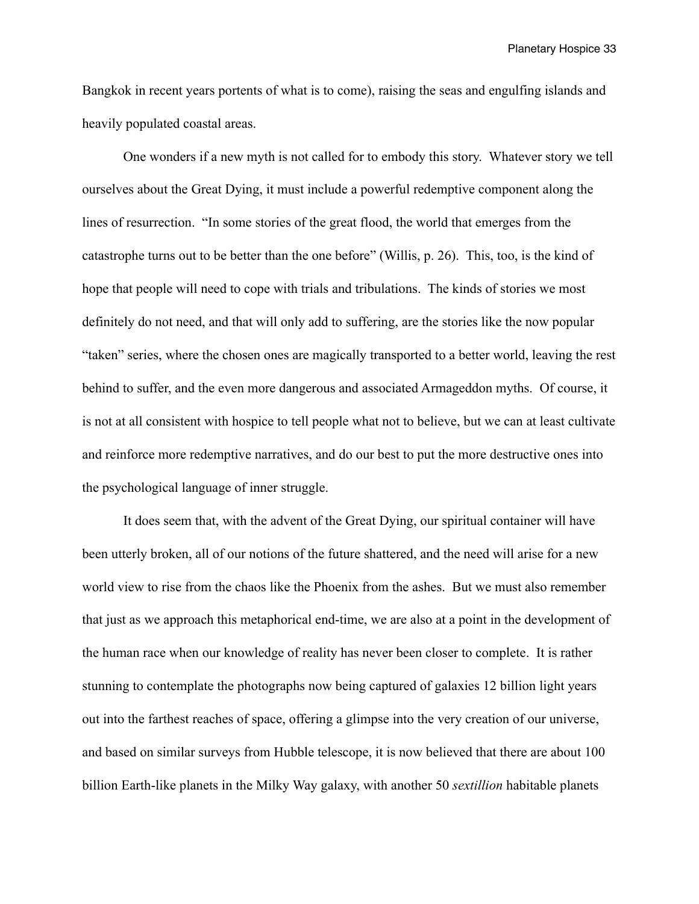Bangkok in recent years portents of what is to come), raising the seas and engulfing islands and heavily populated coastal areas.

One wonders if a new myth is not called for to embody this story. Whatever story we tell ourselves about the Great Dying, it must include a powerful redemptive component along the lines of resurrection. "In some stories of the great flood, the world that emerges from the catastrophe turns out to be better than the one before" (Willis, p. 26). This, too, is the kind of hope that people will need to cope with trials and tribulations. The kinds of stories we most definitely do not need, and that will only add to suffering, are the stories like the now popular "taken" series, where the chosen ones are magically transported to a better world, leaving the rest behind to suffer, and the even more dangerous and associated Armageddon myths. Of course, it is not at all consistent with hospice to tell people what not to believe, but we can at least cultivate and reinforce more redemptive narratives, and do our best to put the more destructive ones into the psychological language of inner struggle.

It does seem that, with the advent of the Great Dying, our spiritual container will have been utterly broken, all of our notions of the future shattered, and the need will arise for a new world view to rise from the chaos like the Phoenix from the ashes. But we must also remember that just as we approach this metaphorical end-time, we are also at a point in the development of the human race when our knowledge of reality has never been closer to complete. It is rather stunning to contemplate the photographs now being captured of galaxies 12 billion light years out into the farthest reaches of space, offering a glimpse into the very creation of our universe, and based on similar surveys from Hubble telescope, it is now believed that there are about 100 billion Earth-like planets in the Milky Way galaxy, with another 50 *sextillion* habitable planets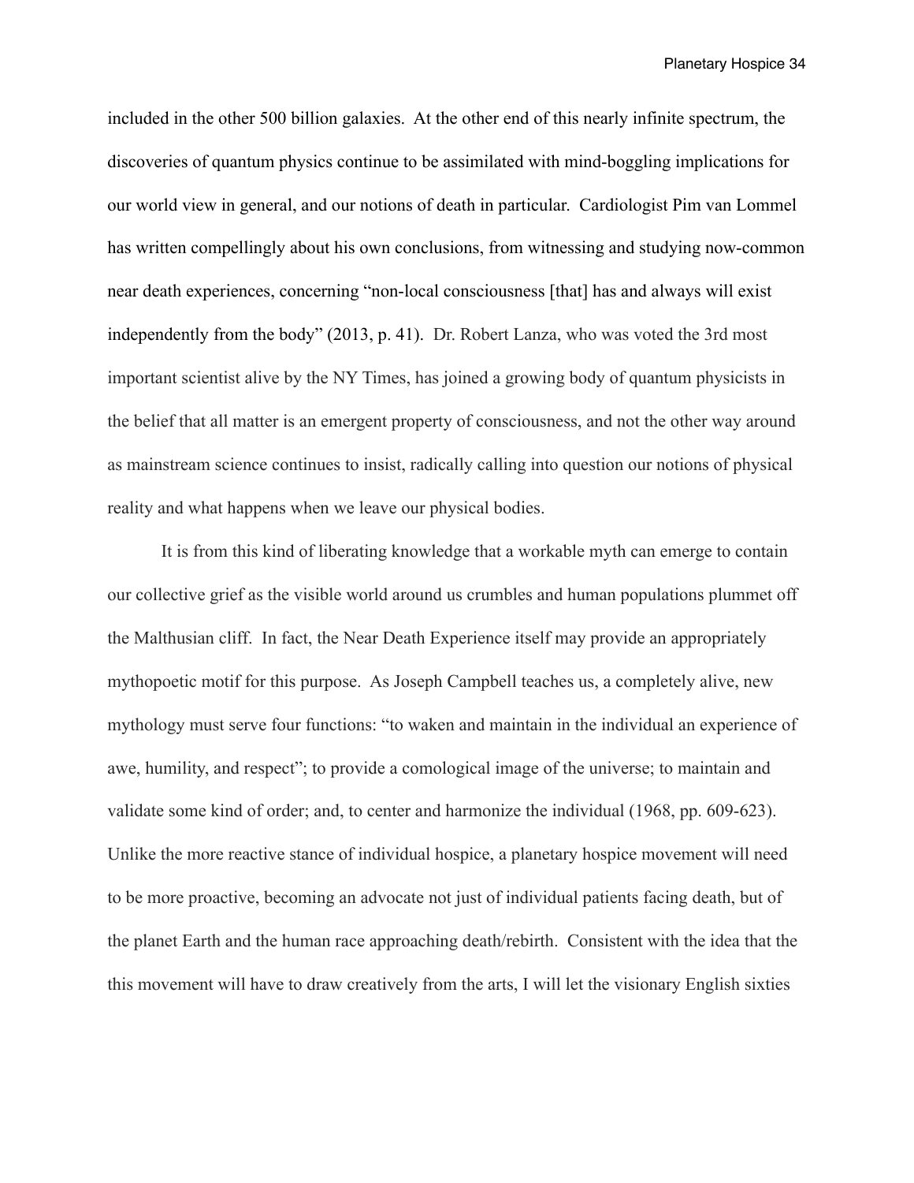included in the other 500 billion galaxies. At the other end of this nearly infinite spectrum, the discoveries of quantum physics continue to be assimilated with mind-boggling implications for our world view in general, and our notions of death in particular. Cardiologist Pim van Lommel has written compellingly about his own conclusions, from witnessing and studying now-common near death experiences, concerning "non-local consciousness [that] has and always will exist independently from the body" (2013, p. 41). Dr. Robert Lanza, who was voted the 3rd most important scientist alive by the NY Times, has joined a growing body of quantum physicists in the belief that all matter is an emergent property of consciousness, and not the other way around as mainstream science continues to insist, radically calling into question our notions of physical reality and what happens when we leave our physical bodies.

It is from this kind of liberating knowledge that a workable myth can emerge to contain our collective grief as the visible world around us crumbles and human populations plummet off the Malthusian cliff. In fact, the Near Death Experience itself may provide an appropriately mythopoetic motif for this purpose. As Joseph Campbell teaches us, a completely alive, new mythology must serve four functions: "to waken and maintain in the individual an experience of awe, humility, and respect"; to provide a comological image of the universe; to maintain and validate some kind of order; and, to center and harmonize the individual (1968, pp. 609-623). Unlike the more reactive stance of individual hospice, a planetary hospice movement will need to be more proactive, becoming an advocate not just of individual patients facing death, but of the planet Earth and the human race approaching death/rebirth. Consistent with the idea that the this movement will have to draw creatively from the arts, I will let the visionary English sixties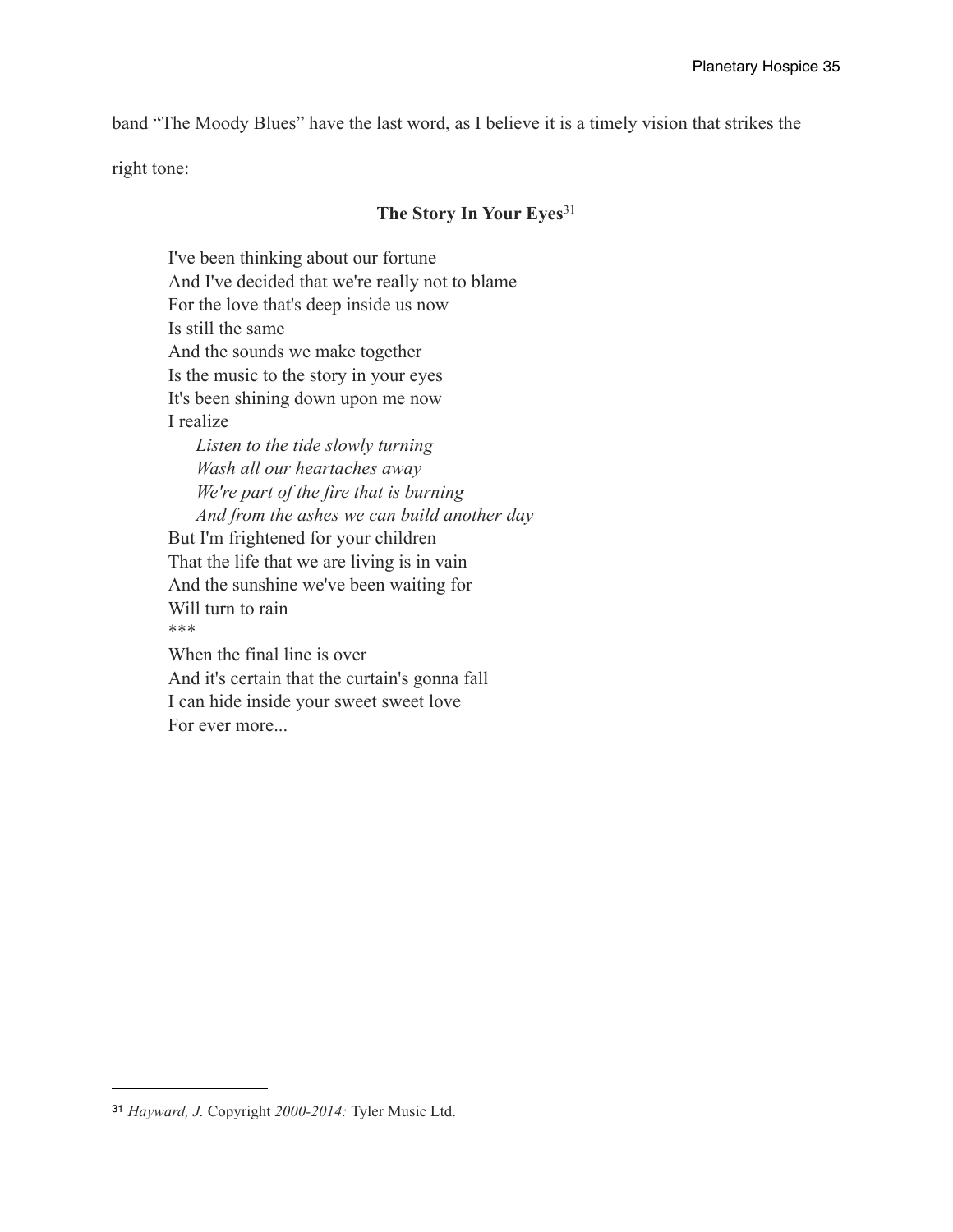band "The Moody Blues" have the last word, as I believe it is a timely vision that strikes the right tone:

**The Story In Your Eyes**[31]

I've been thinking about our fortune
And I've decided that we're really not to blame
For the love that's deep inside us now
Is still the same
And the sounds we make together
Is the music to the story in your eyes
It's been shining down upon me now
I realize

*Listen to the tide slowly turning*
*Wash all our heartaches away*
*We're part of the fire that is burning*
*And from the ashes we can build another day*

But I'm frightened for your children
That the life that we are living is in vain
And the sunshine we've been waiting for
Will turn to rain
***
When the final line is over
And it's certain that the curtain's gonna fall
I can hide inside your sweet sweet love
For ever more...

---

[31] *Hayward, J.* Copyright *2000-2014:* Tyler Music Ltd.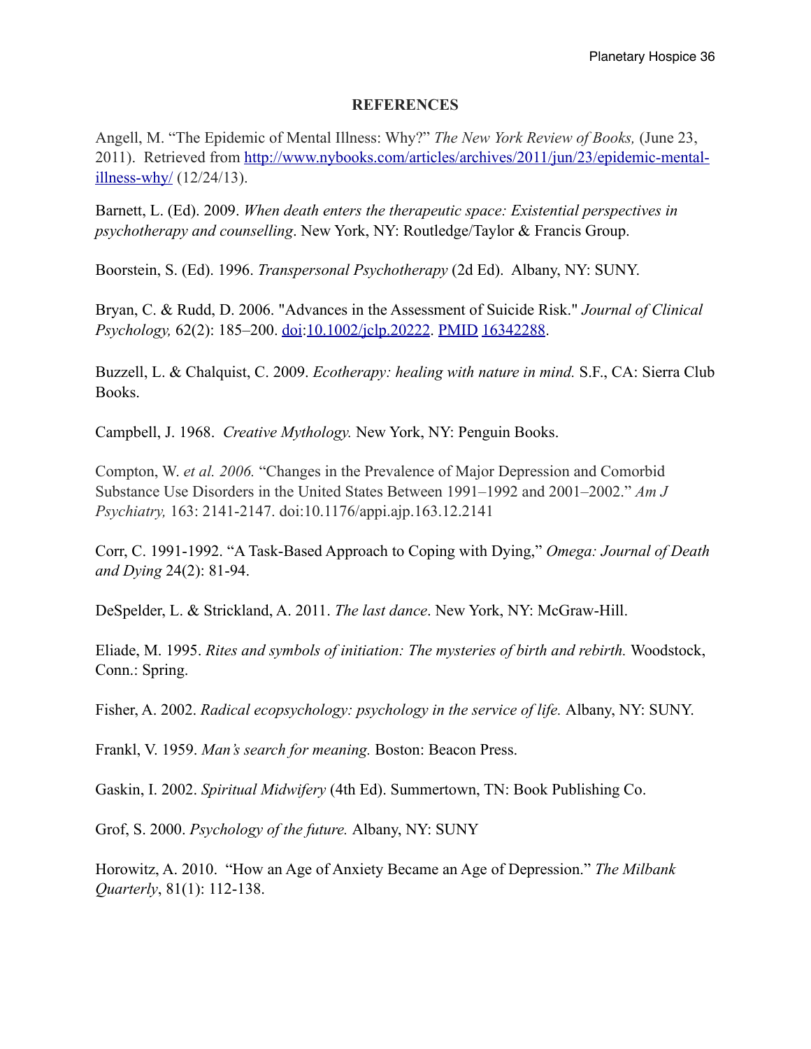## REFERENCES

Angell, M. "The Epidemic of Mental Illness: Why?" *The New York Review of Books,* (June 23, 2011). Retrieved from http://www.nybooks.com/articles/archives/2011/jun/23/epidemic-mental-illness-why/ (12/24/13).

Barnett, L. (Ed). 2009. *When death enters the therapeutic space: Existential perspectives in psychotherapy and counselling*. New York, NY: Routledge/Taylor & Francis Group.

Boorstein, S. (Ed). 1996. *Transpersonal Psychotherapy* (2d Ed). Albany, NY: SUNY.

Bryan, C. & Rudd, D. 2006. "Advances in the Assessment of Suicide Risk." *Journal of Clinical Psychology,* 62(2): 185–200. doi:10.1002/jclp.20222. PMID 16342288.

Buzzell, L. & Chalquist, C. 2009. *Ecotherapy: healing with nature in mind.* S.F., CA: Sierra Club Books.

Campbell, J. 1968. *Creative Mythology.* New York, NY: Penguin Books.

Compton, W. *et al. 2006.* "Changes in the Prevalence of Major Depression and Comorbid Substance Use Disorders in the United States Between 1991–1992 and 2001–2002." *Am J Psychiatry,* 163: 2141-2147. doi:10.1176/appi.ajp.163.12.2141

Corr, C. 1991-1992. "A Task-Based Approach to Coping with Dying," *Omega: Journal of Death and Dying* 24(2): 81-94.

DeSpelder, L. & Strickland, A. 2011. *The last dance*. New York, NY: McGraw-Hill.

Eliade, M. 1995. *Rites and symbols of initiation: The mysteries of birth and rebirth.* Woodstock, Conn.: Spring.

Fisher, A. 2002. *Radical ecopsychology: psychology in the service of life.* Albany, NY: SUNY.

Frankl, V. 1959. *Man's search for meaning.* Boston: Beacon Press.

Gaskin, I. 2002. *Spiritual Midwifery* (4th Ed). Summertown, TN: Book Publishing Co.

Grof, S. 2000. *Psychology of the future.* Albany, NY: SUNY

Horowitz, A. 2010. "How an Age of Anxiety Became an Age of Depression." *The Milbank Quarterly*, 81(1): 112-138.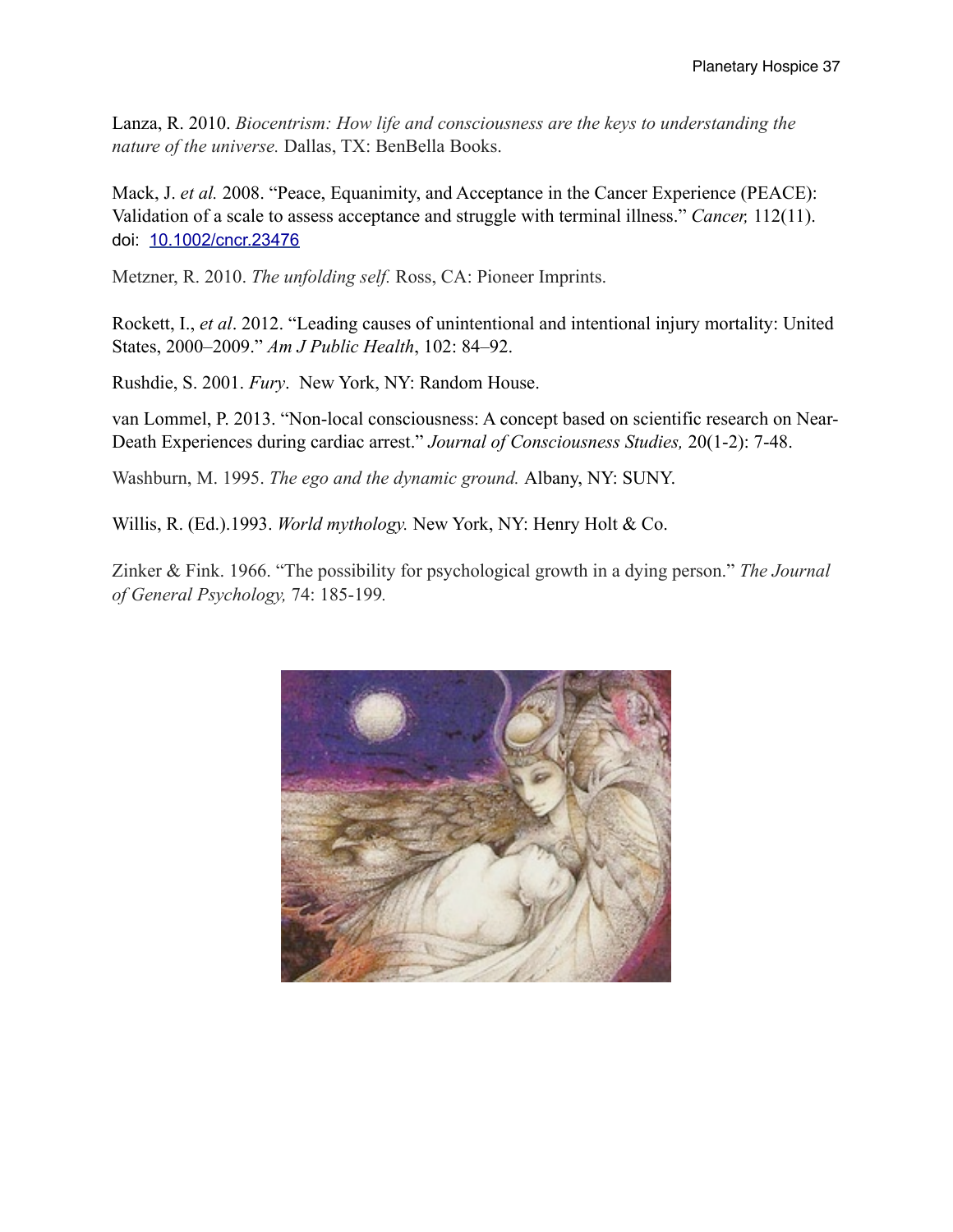Lanza, R. 2010. *Biocentrism: How life and consciousness are the keys to understanding the nature of the universe.* Dallas, TX: BenBella Books.

Mack, J. *et al.* 2008. "Peace, Equanimity, and Acceptance in the Cancer Experience (PEACE): Validation of a scale to assess acceptance and struggle with terminal illness." *Cancer,* 112(11). doi: 10.1002/cncr.23476

Metzner, R. 2010. *The unfolding self.* Ross, CA: Pioneer Imprints.

Rockett, I., *et al*. 2012. "Leading causes of unintentional and intentional injury mortality: United States, 2000–2009." *Am J Public Health*, 102: 84–92.

Rushdie, S. 2001. *Fury*. New York, NY: Random House.

van Lommel, P. 2013. "Non-local consciousness: A concept based on scientific research on Near-Death Experiences during cardiac arrest." *Journal of Consciousness Studies,* 20(1-2): 7-48.

Washburn, M. 1995. *The ego and the dynamic ground.* Albany, NY: SUNY.

Willis, R. (Ed.).1993. *World mythology.* New York, NY: Henry Holt & Co.

Zinker & Fink. 1966. "The possibility for psychological growth in a dying person." *The Journal of General Psychology,* 74: 185-199*.*